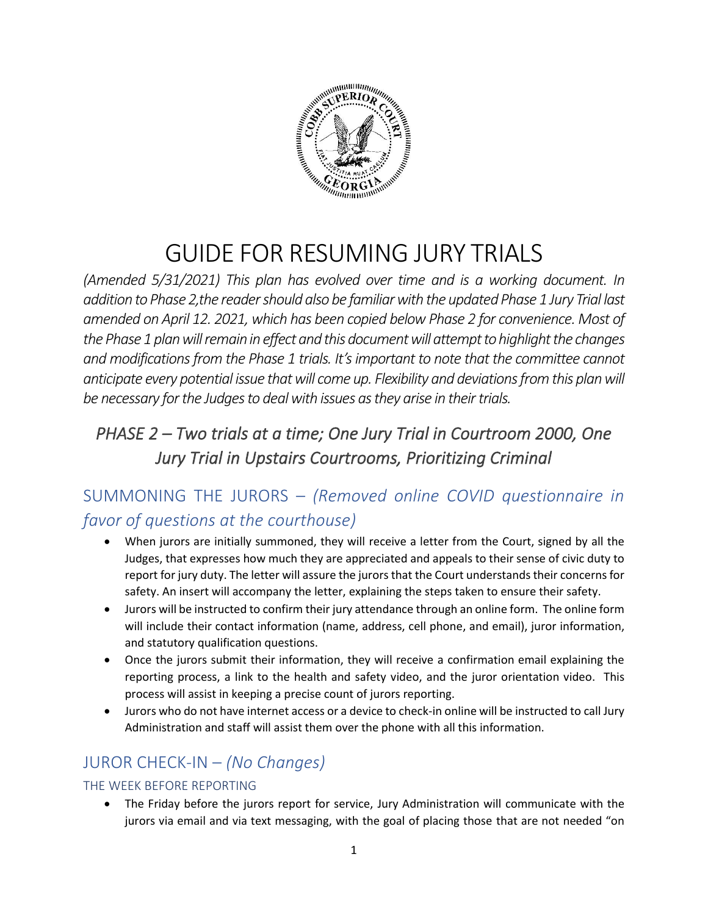# GUIDE FOR RESUMING JURY TRIALS

*(Amended 5/31/2021) This plan has evolved over time and is a working document. In addition to Phase 2,the reader should also be familiar with the updated Phase 1 Jury Trial last amended on April 12. 2021, which has been copied below Phase 2 for convenience. Most of the Phase 1 plan will remain in effect and this document will attempt to highlight the changes and modifications from the Phase 1 trials. It's important to note that the committee cannot anticipate every potential issue that will come up. Flexibility and deviations from this plan will be necessary for the Judges to deal with issues as they arise in their trials.*

## *PHASE 2 – Two trials at a time; One Jury Trial in Courtroom 2000, One Jury Trial in Upstairs Courtrooms, Prioritizing Criminal*

## SUMMONING THE JURORS – *(Removed online COVID questionnaire in favor of questions at the courthouse)*

- When jurors are initially summoned, they will receive a letter from the Court, signed by all the Judges, that expresses how much they are appreciated and appeals to their sense of civic duty to report for jury duty. The letter will assure the jurors that the Court understands their concerns for safety. An insert will accompany the letter, explaining the steps taken to ensure their safety.
- Jurors will be instructed to confirm their jury attendance through an online form. The online form will include their contact information (name, address, cell phone, and email), juror information, and statutory qualification questions.
- Once the jurors submit their information, they will receive a confirmation email explaining the reporting process, a link to the health and safety video, and the juror orientation video. This process will assist in keeping a precise count of jurors reporting.
- Jurors who do not have internet access or a device to check-in online will be instructed to call Jury Administration and staff will assist them over the phone with all this information.

## JUROR CHECK-IN – *(No Changes)*

### THE WEEK BEFORE REPORTING

- The Friday before the jurors report for service, Jury Administration will communicate with the jurors via email and via text messaging, with the goal of placing those that are not needed "on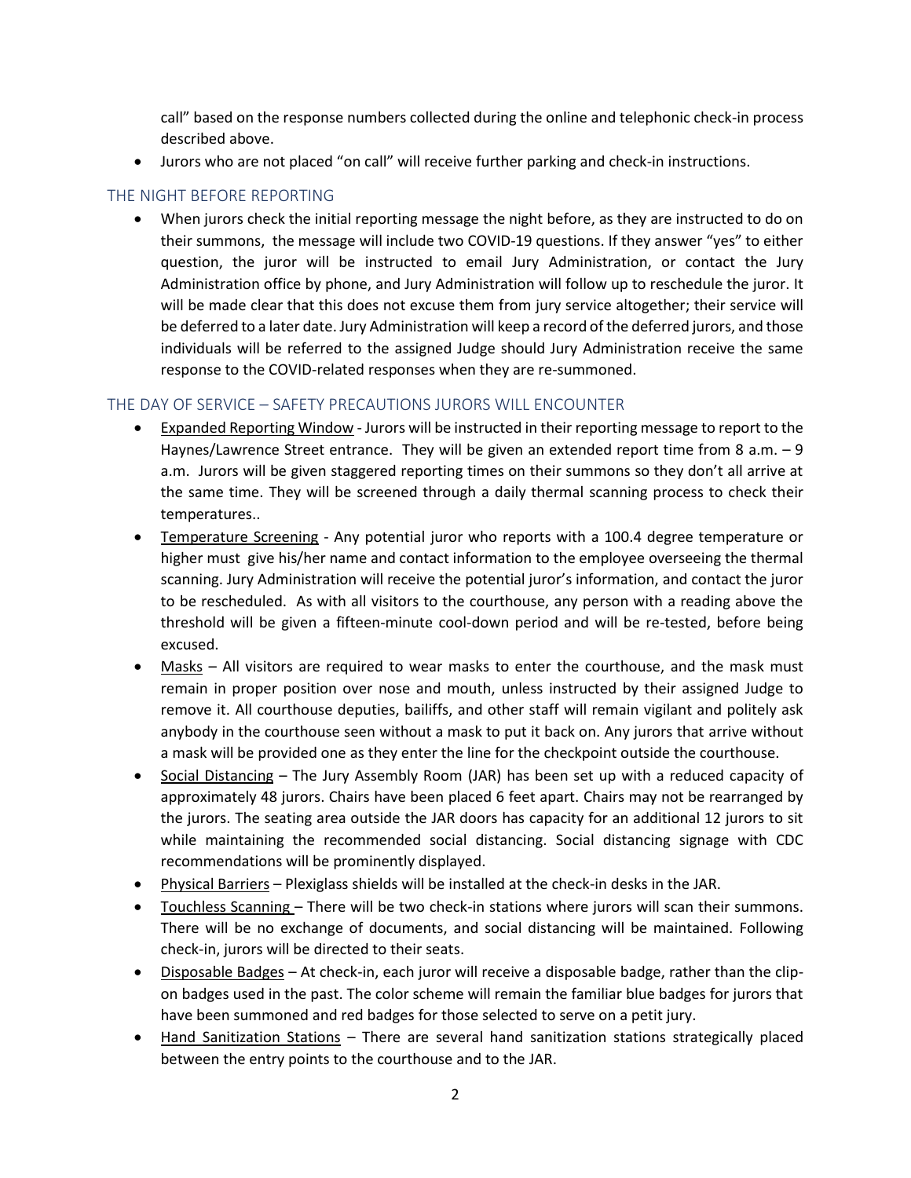call" based on the response numbers collected during the online and telephonic check-in process described above.

- Jurors who are not placed "on call" will receive further parking and check-in instructions.

## THE NIGHT BEFORE REPORTING

- When jurors check the initial reporting message the night before, as they are instructed to do on their summons, the message will include two COVID-19 questions. If they answer "yes" to either question, the juror will be instructed to email Jury Administration, or contact the Jury Administration office by phone, and Jury Administration will follow up to reschedule the juror. It will be made clear that this does not excuse them from jury service altogether; their service will be deferred to a later date. Jury Administration will keep a record of the deferred jurors, and those individuals will be referred to the assigned Judge should Jury Administration receive the same response to the COVID-related responses when they are re-summoned.

## THE DAY OF SERVICE – SAFETY PRECAUTIONS JURORS WILL ENCOUNTER

- Expanded Reporting Window - Jurors will be instructed in their reporting message to report to the Haynes/Lawrence Street entrance. They will be given an extended report time from 8 a.m. – 9 a.m. Jurors will be given staggered reporting times on their summons so they don't all arrive at the same time. They will be screened through a daily thermal scanning process to check their temperatures..
- Temperature Screening - Any potential juror who reports with a 100.4 degree temperature or higher must give his/her name and contact information to the employee overseeing the thermal scanning. Jury Administration will receive the potential juror's information, and contact the juror to be rescheduled. As with all visitors to the courthouse, any person with a reading above the threshold will be given a fifteen-minute cool-down period and will be re-tested, before being excused.
- Masks – All visitors are required to wear masks to enter the courthouse, and the mask must remain in proper position over nose and mouth, unless instructed by their assigned Judge to remove it. All courthouse deputies, bailiffs, and other staff will remain vigilant and politely ask anybody in the courthouse seen without a mask to put it back on. Any jurors that arrive without a mask will be provided one as they enter the line for the checkpoint outside the courthouse.
- Social Distancing – The Jury Assembly Room (JAR) has been set up with a reduced capacity of approximately 48 jurors. Chairs have been placed 6 feet apart. Chairs may not be rearranged by the jurors. The seating area outside the JAR doors has capacity for an additional 12 jurors to sit while maintaining the recommended social distancing. Social distancing signage with CDC recommendations will be prominently displayed.
- Physical Barriers – Plexiglass shields will be installed at the check-in desks in the JAR.
- Touchless Scanning – There will be two check-in stations where jurors will scan their summons. There will be no exchange of documents, and social distancing will be maintained. Following check-in, jurors will be directed to their seats.
- Disposable Badges – At check-in, each juror will receive a disposable badge, rather than the clip-on badges used in the past. The color scheme will remain the familiar blue badges for jurors that have been summoned and red badges for those selected to serve on a petit jury.
- Hand Sanitization Stations – There are several hand sanitization stations strategically placed between the entry points to the courthouse and to the JAR.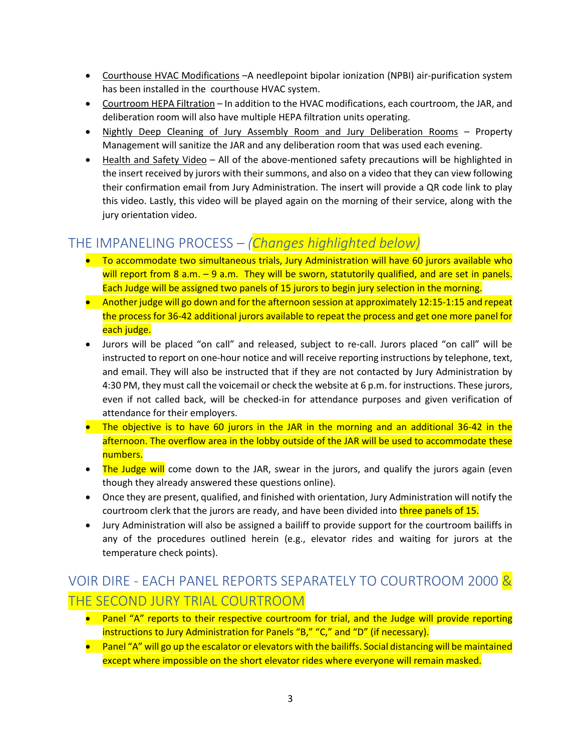- Courthouse HVAC Modifications –A needlepoint bipolar ionization (NPBI) air-purification system has been installed in the courthouse HVAC system.
- Courtroom HEPA Filtration – In addition to the HVAC modifications, each courtroom, the JAR, and deliberation room will also have multiple HEPA filtration units operating.
- Nightly Deep Cleaning of Jury Assembly Room and Jury Deliberation Rooms – Property Management will sanitize the JAR and any deliberation room that was used each evening.
- Health and Safety Video – All of the above-mentioned safety precautions will be highlighted in the insert received by jurors with their summons, and also on a video that they can view following their confirmation email from Jury Administration. The insert will provide a QR code link to play this video. Lastly, this video will be played again on the morning of their service, along with the jury orientation video.

## THE IMPANELING PROCESS – *(Changes highlighted below)*

- To accommodate two simultaneous trials, Jury Administration will have 60 jurors available who will report from 8 a.m. – 9 a.m. They will be sworn, statutorily qualified, and are set in panels. Each Judge will be assigned two panels of 15 jurors to begin jury selection in the morning.
- Another judge will go down and for the afternoon session at approximately 12:15-1:15 and repeat the process for 36-42 additional jurors available to repeat the process and get one more panel for each judge.
- Jurors will be placed "on call" and released, subject to re-call. Jurors placed "on call" will be instructed to report on one-hour notice and will receive reporting instructions by telephone, text, and email. They will also be instructed that if they are not contacted by Jury Administration by 4:30 PM, they must call the voicemail or check the website at 6 p.m. for instructions. These jurors, even if not called back, will be checked-in for attendance purposes and given verification of attendance for their employers.
- The objective is to have 60 jurors in the JAR in the morning and an additional 36-42 in the afternoon. The overflow area in the lobby outside of the JAR will be used to accommodate these numbers.
- The Judge will come down to the JAR, swear in the jurors, and qualify the jurors again (even though they already answered these questions online).
- Once they are present, qualified, and finished with orientation, Jury Administration will notify the courtroom clerk that the jurors are ready, and have been divided into three panels of 15.
- Jury Administration will also be assigned a bailiff to provide support for the courtroom bailiffs in any of the procedures outlined herein (e.g., elevator rides and waiting for jurors at the temperature check points).

## VOIR DIRE - EACH PANEL REPORTS SEPARATELY TO COURTROOM 2000 & THE SECOND JURY TRIAL COURTROOM

- Panel "A" reports to their respective courtroom for trial, and the Judge will provide reporting instructions to Jury Administration for Panels "B," "C," and "D" (if necessary).
- Panel "A" will go up the escalator or elevators with the bailiffs. Social distancing will be maintained except where impossible on the short elevator rides where everyone will remain masked.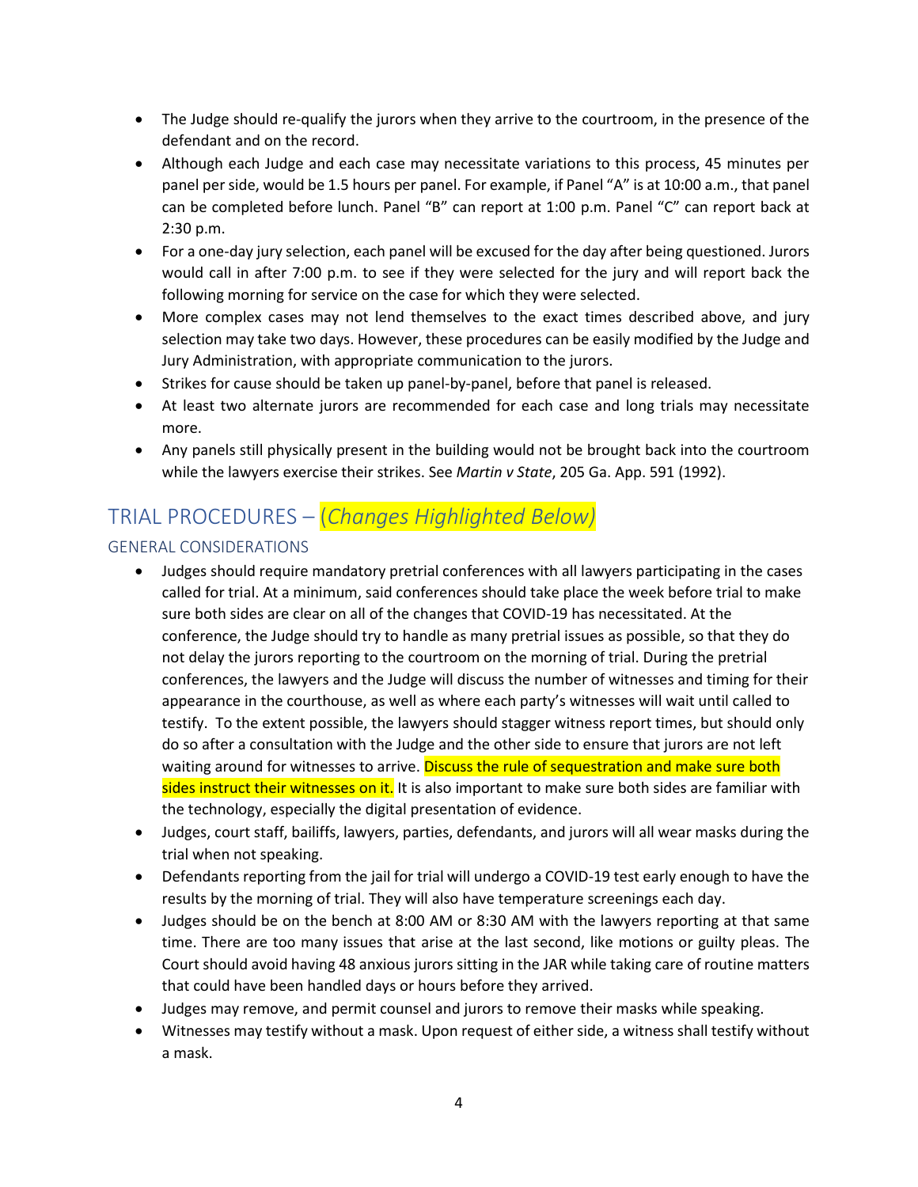- The Judge should re-qualify the jurors when they arrive to the courtroom, in the presence of the defendant and on the record.
- Although each Judge and each case may necessitate variations to this process, 45 minutes per panel per side, would be 1.5 hours per panel. For example, if Panel "A" is at 10:00 a.m., that panel can be completed before lunch. Panel "B" can report at 1:00 p.m. Panel "C" can report back at 2:30 p.m.
- For a one-day jury selection, each panel will be excused for the day after being questioned. Jurors would call in after 7:00 p.m. to see if they were selected for the jury and will report back the following morning for service on the case for which they were selected.
- More complex cases may not lend themselves to the exact times described above, and jury selection may take two days. However, these procedures can be easily modified by the Judge and Jury Administration, with appropriate communication to the jurors.
- Strikes for cause should be taken up panel-by-panel, before that panel is released.
- At least two alternate jurors are recommended for each case and long trials may necessitate more.
- Any panels still physically present in the building would not be brought back into the courtroom while the lawyers exercise their strikes. See *Martin v State*, 205 Ga. App. 591 (1992).

## TRIAL PROCEDURES – (*Changes Highlighted Below*)

### GENERAL CONSIDERATIONS

- Judges should require mandatory pretrial conferences with all lawyers participating in the cases called for trial. At a minimum, said conferences should take place the week before trial to make sure both sides are clear on all of the changes that COVID-19 has necessitated. At the conference, the Judge should try to handle as many pretrial issues as possible, so that they do not delay the jurors reporting to the courtroom on the morning of trial. During the pretrial conferences, the lawyers and the Judge will discuss the number of witnesses and timing for their appearance in the courthouse, as well as where each party's witnesses will wait until called to testify. To the extent possible, the lawyers should stagger witness report times, but should only do so after a consultation with the Judge and the other side to ensure that jurors are not left waiting around for witnesses to arrive. Discuss the rule of sequestration and make sure both sides instruct their witnesses on it. It is also important to make sure both sides are familiar with the technology, especially the digital presentation of evidence.
- Judges, court staff, bailiffs, lawyers, parties, defendants, and jurors will all wear masks during the trial when not speaking.
- Defendants reporting from the jail for trial will undergo a COVID-19 test early enough to have the results by the morning of trial. They will also have temperature screenings each day.
- Judges should be on the bench at 8:00 AM or 8:30 AM with the lawyers reporting at that same time. There are too many issues that arise at the last second, like motions or guilty pleas. The Court should avoid having 48 anxious jurors sitting in the JAR while taking care of routine matters that could have been handled days or hours before they arrived.
- Judges may remove, and permit counsel and jurors to remove their masks while speaking.
- Witnesses may testify without a mask. Upon request of either side, a witness shall testify without a mask.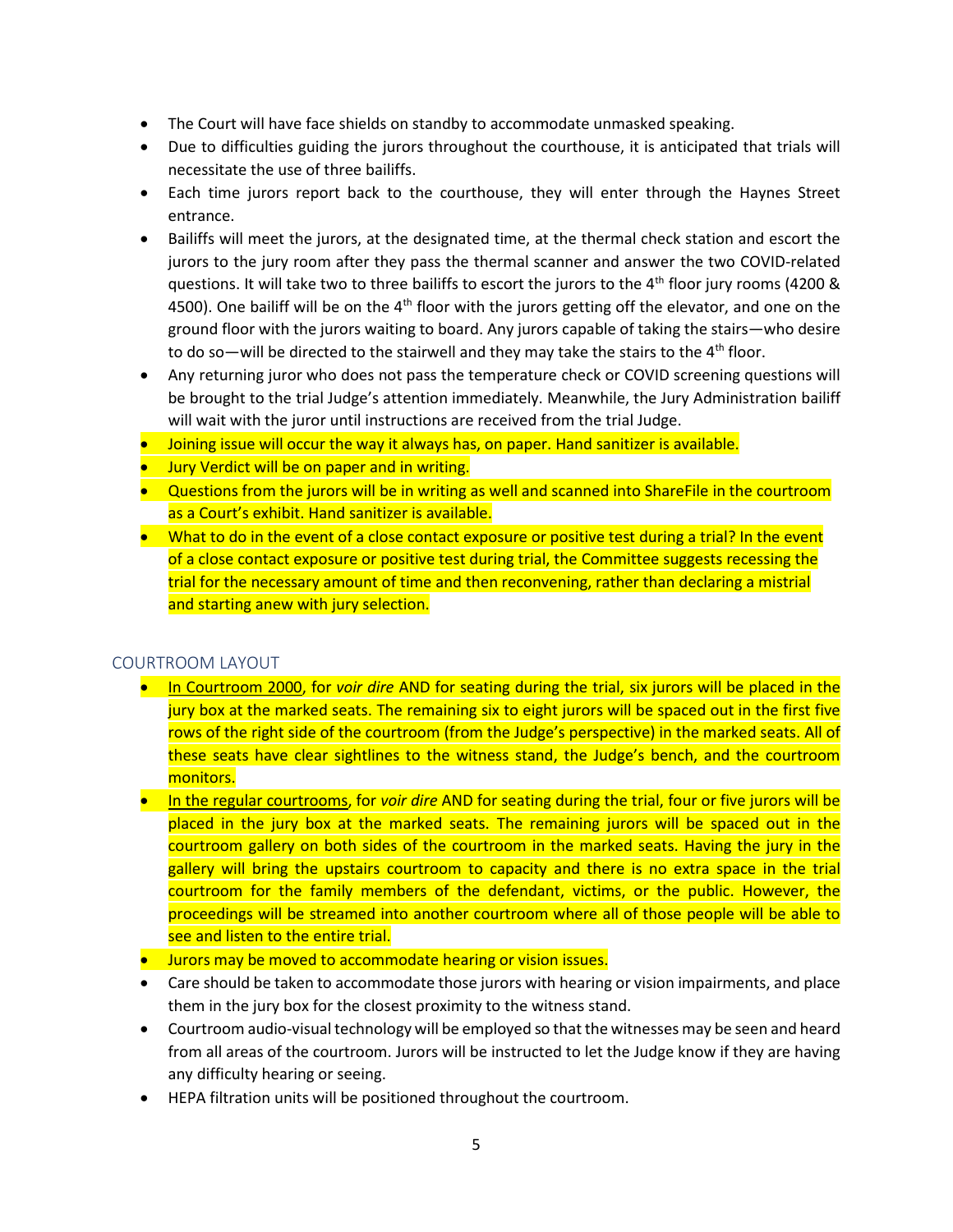- The Court will have face shields on standby to accommodate unmasked speaking.
- Due to difficulties guiding the jurors throughout the courthouse, it is anticipated that trials will necessitate the use of three bailiffs.
- Each time jurors report back to the courthouse, they will enter through the Haynes Street entrance.
- Bailiffs will meet the jurors, at the designated time, at the thermal check station and escort the jurors to the jury room after they pass the thermal scanner and answer the two COVID-related questions. It will take two to three bailiffs to escort the jurors to the 4th floor jury rooms (4200 & 4500). One bailiff will be on the 4th floor with the jurors getting off the elevator, and one on the ground floor with the jurors waiting to board. Any jurors capable of taking the stairs—who desire to do so—will be directed to the stairwell and they may take the stairs to the 4th floor.
- Any returning juror who does not pass the temperature check or COVID screening questions will be brought to the trial Judge's attention immediately. Meanwhile, the Jury Administration bailiff will wait with the juror until instructions are received from the trial Judge.
- Joining issue will occur the way it always has, on paper. Hand sanitizer is available.
- Jury Verdict will be on paper and in writing.
- Questions from the jurors will be in writing as well and scanned into ShareFile in the courtroom as a Court's exhibit. Hand sanitizer is available.
- What to do in the event of a close contact exposure or positive test during a trial? In the event of a close contact exposure or positive test during trial, the Committee suggests recessing the trial for the necessary amount of time and then reconvening, rather than declaring a mistrial and starting anew with jury selection.

## COURTROOM LAYOUT

- In Courtroom 2000, for *voir dire* AND for seating during the trial, six jurors will be placed in the jury box at the marked seats. The remaining six to eight jurors will be spaced out in the first five rows of the right side of the courtroom (from the Judge's perspective) in the marked seats. All of these seats have clear sightlines to the witness stand, the Judge's bench, and the courtroom monitors.
- In the regular courtrooms, for *voir dire* AND for seating during the trial, four or five jurors will be placed in the jury box at the marked seats. The remaining jurors will be spaced out in the courtroom gallery on both sides of the courtroom in the marked seats. Having the jury in the gallery will bring the upstairs courtroom to capacity and there is no extra space in the trial courtroom for the family members of the defendant, victims, or the public. However, the proceedings will be streamed into another courtroom where all of those people will be able to see and listen to the entire trial.
- Jurors may be moved to accommodate hearing or vision issues.
- Care should be taken to accommodate those jurors with hearing or vision impairments, and place them in the jury box for the closest proximity to the witness stand.
- Courtroom audio-visual technology will be employed so that the witnesses may be seen and heard from all areas of the courtroom. Jurors will be instructed to let the Judge know if they are having any difficulty hearing or seeing.
- HEPA filtration units will be positioned throughout the courtroom.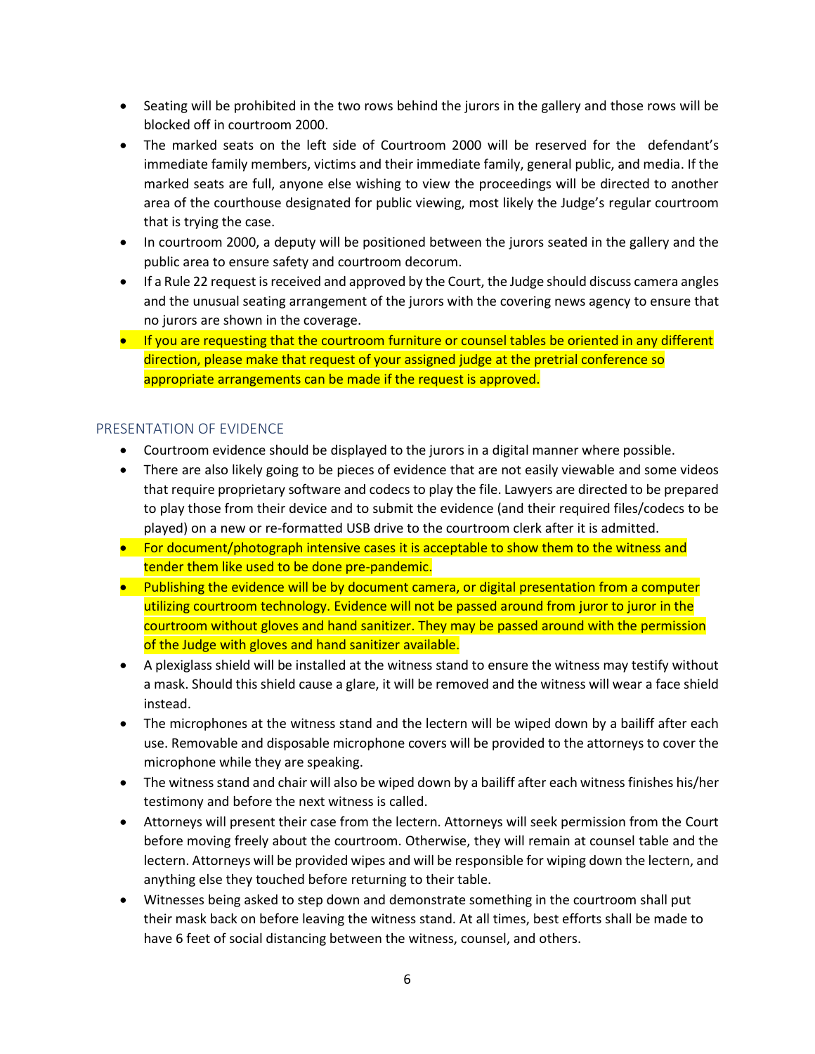- Seating will be prohibited in the two rows behind the jurors in the gallery and those rows will be blocked off in courtroom 2000.
- The marked seats on the left side of Courtroom 2000 will be reserved for the defendant's immediate family members, victims and their immediate family, general public, and media. If the marked seats are full, anyone else wishing to view the proceedings will be directed to another area of the courthouse designated for public viewing, most likely the Judge's regular courtroom that is trying the case.
- In courtroom 2000, a deputy will be positioned between the jurors seated in the gallery and the public area to ensure safety and courtroom decorum.
- If a Rule 22 request is received and approved by the Court, the Judge should discuss camera angles and the unusual seating arrangement of the jurors with the covering news agency to ensure that no jurors are shown in the coverage.
- If you are requesting that the courtroom furniture or counsel tables be oriented in any different direction, please make that request of your assigned judge at the pretrial conference so appropriate arrangements can be made if the request is approved.

## PRESENTATION OF EVIDENCE

- Courtroom evidence should be displayed to the jurors in a digital manner where possible.
- There are also likely going to be pieces of evidence that are not easily viewable and some videos that require proprietary software and codecs to play the file. Lawyers are directed to be prepared to play those from their device and to submit the evidence (and their required files/codecs to be played) on a new or re-formatted USB drive to the courtroom clerk after it is admitted.
- For document/photograph intensive cases it is acceptable to show them to the witness and tender them like used to be done pre-pandemic.
- Publishing the evidence will be by document camera, or digital presentation from a computer utilizing courtroom technology. Evidence will not be passed around from juror to juror in the courtroom without gloves and hand sanitizer. They may be passed around with the permission of the Judge with gloves and hand sanitizer available.
- A plexiglass shield will be installed at the witness stand to ensure the witness may testify without a mask. Should this shield cause a glare, it will be removed and the witness will wear a face shield instead.
- The microphones at the witness stand and the lectern will be wiped down by a bailiff after each use. Removable and disposable microphone covers will be provided to the attorneys to cover the microphone while they are speaking.
- The witness stand and chair will also be wiped down by a bailiff after each witness finishes his/her testimony and before the next witness is called.
- Attorneys will present their case from the lectern. Attorneys will seek permission from the Court before moving freely about the courtroom. Otherwise, they will remain at counsel table and the lectern. Attorneys will be provided wipes and will be responsible for wiping down the lectern, and anything else they touched before returning to their table.
- Witnesses being asked to step down and demonstrate something in the courtroom shall put their mask back on before leaving the witness stand. At all times, best efforts shall be made to have 6 feet of social distancing between the witness, counsel, and others.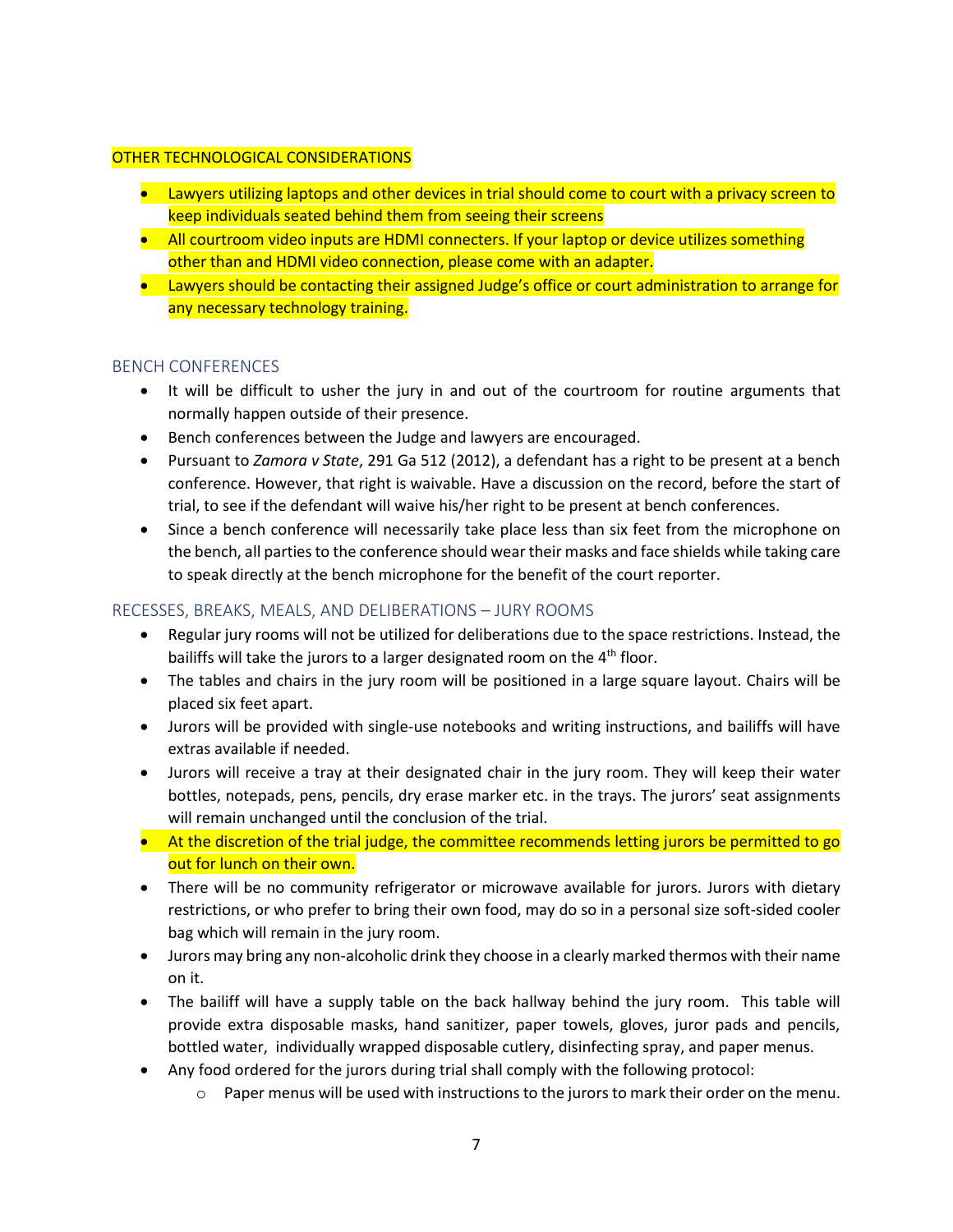## OTHER TECHNOLOGICAL CONSIDERATIONS

- Lawyers utilizing laptops and other devices in trial should come to court with a privacy screen to keep individuals seated behind them from seeing their screens
- All courtroom video inputs are HDMI connecters. If your laptop or device utilizes something other than and HDMI video connection, please come with an adapter.
- Lawyers should be contacting their assigned Judge's office or court administration to arrange for any necessary technology training.

## BENCH CONFERENCES

- It will be difficult to usher the jury in and out of the courtroom for routine arguments that normally happen outside of their presence.
- Bench conferences between the Judge and lawyers are encouraged.
- Pursuant to *Zamora v State*, 291 Ga 512 (2012), a defendant has a right to be present at a bench conference. However, that right is waivable. Have a discussion on the record, before the start of trial, to see if the defendant will waive his/her right to be present at bench conferences.
- Since a bench conference will necessarily take place less than six feet from the microphone on the bench, all parties to the conference should wear their masks and face shields while taking care to speak directly at the bench microphone for the benefit of the court reporter.

## RECESSES, BREAKS, MEALS, AND DELIBERATIONS – JURY ROOMS

- Regular jury rooms will not be utilized for deliberations due to the space restrictions. Instead, the bailiffs will take the jurors to a larger designated room on the 4th floor.
- The tables and chairs in the jury room will be positioned in a large square layout. Chairs will be placed six feet apart.
- Jurors will be provided with single-use notebooks and writing instructions, and bailiffs will have extras available if needed.
- Jurors will receive a tray at their designated chair in the jury room. They will keep their water bottles, notepads, pens, pencils, dry erase marker etc. in the trays. The jurors' seat assignments will remain unchanged until the conclusion of the trial.
- At the discretion of the trial judge, the committee recommends letting jurors be permitted to go out for lunch on their own.
- There will be no community refrigerator or microwave available for jurors. Jurors with dietary restrictions, or who prefer to bring their own food, may do so in a personal size soft-sided cooler bag which will remain in the jury room.
- Jurors may bring any non-alcoholic drink they choose in a clearly marked thermos with their name on it.
- The bailiff will have a supply table on the back hallway behind the jury room. This table will provide extra disposable masks, hand sanitizer, paper towels, gloves, juror pads and pencils, bottled water, individually wrapped disposable cutlery, disinfecting spray, and paper menus.
- Any food ordered for the jurors during trial shall comply with the following protocol:
    - Paper menus will be used with instructions to the jurors to mark their order on the menu.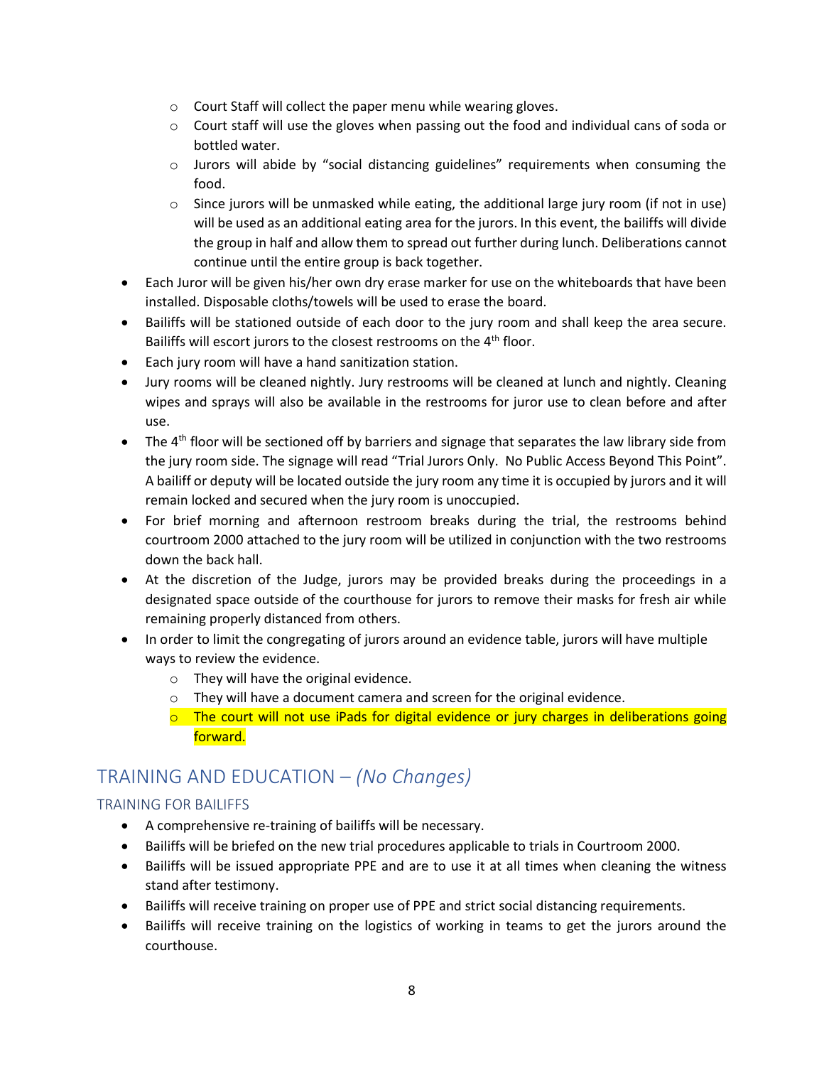- Court Staff will collect the paper menu while wearing gloves.
  - Court staff will use the gloves when passing out the food and individual cans of soda or bottled water.
  - Jurors will abide by "social distancing guidelines" requirements when consuming the food.
  - Since jurors will be unmasked while eating, the additional large jury room (if not in use) will be used as an additional eating area for the jurors. In this event, the bailiffs will divide the group in half and allow them to spread out further during lunch. Deliberations cannot continue until the entire group is back together.
- Each Juror will be given his/her own dry erase marker for use on the whiteboards that have been installed. Disposable cloths/towels will be used to erase the board.
- Bailiffs will be stationed outside of each door to the jury room and shall keep the area secure. Bailiffs will escort jurors to the closest restrooms on the 4th floor.
- Each jury room will have a hand sanitization station.
- Jury rooms will be cleaned nightly. Jury restrooms will be cleaned at lunch and nightly. Cleaning wipes and sprays will also be available in the restrooms for juror use to clean before and after use.
- The 4th floor will be sectioned off by barriers and signage that separates the law library side from the jury room side. The signage will read "Trial Jurors Only. No Public Access Beyond This Point". A bailiff or deputy will be located outside the jury room any time it is occupied by jurors and it will remain locked and secured when the jury room is unoccupied.
- For brief morning and afternoon restroom breaks during the trial, the restrooms behind courtroom 2000 attached to the jury room will be utilized in conjunction with the two restrooms down the back hall.
- At the discretion of the Judge, jurors may be provided breaks during the proceedings in a designated space outside of the courthouse for jurors to remove their masks for fresh air while remaining properly distanced from others.
- In order to limit the congregating of jurors around an evidence table, jurors will have multiple ways to review the evidence.
  - They will have the original evidence.
  - They will have a document camera and screen for the original evidence.
  - The court will not use iPads for digital evidence or jury charges in deliberations going forward.

## TRAINING AND EDUCATION – *(No Changes)*

### TRAINING FOR BAILIFFS

- A comprehensive re-training of bailiffs will be necessary.
- Bailiffs will be briefed on the new trial procedures applicable to trials in Courtroom 2000.
- Bailiffs will be issued appropriate PPE and are to use it at all times when cleaning the witness stand after testimony.
- Bailiffs will receive training on proper use of PPE and strict social distancing requirements.
- Bailiffs will receive training on the logistics of working in teams to get the jurors around the courthouse.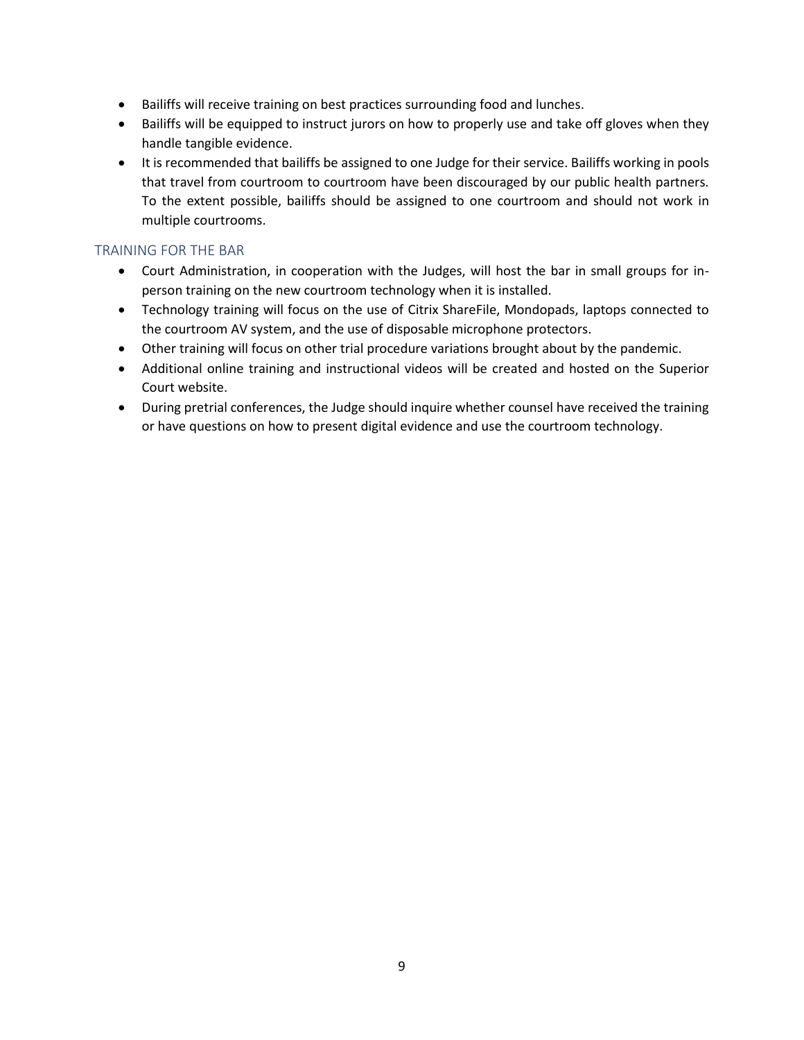- Bailiffs will receive training on best practices surrounding food and lunches.
- Bailiffs will be equipped to instruct jurors on how to properly use and take off gloves when they handle tangible evidence.
- It is recommended that bailiffs be assigned to one Judge for their service. Bailiffs working in pools that travel from courtroom to courtroom have been discouraged by our public health partners. To the extent possible, bailiffs should be assigned to one courtroom and should not work in multiple courtrooms.

## TRAINING FOR THE BAR

- Court Administration, in cooperation with the Judges, will host the bar in small groups for in-person training on the new courtroom technology when it is installed.
- Technology training will focus on the use of Citrix ShareFile, Mondopads, laptops connected to the courtroom AV system, and the use of disposable microphone protectors.
- Other training will focus on other trial procedure variations brought about by the pandemic.
- Additional online training and instructional videos will be created and hosted on the Superior Court website.
- During pretrial conferences, the Judge should inquire whether counsel have received the training or have questions on how to present digital evidence and use the courtroom technology.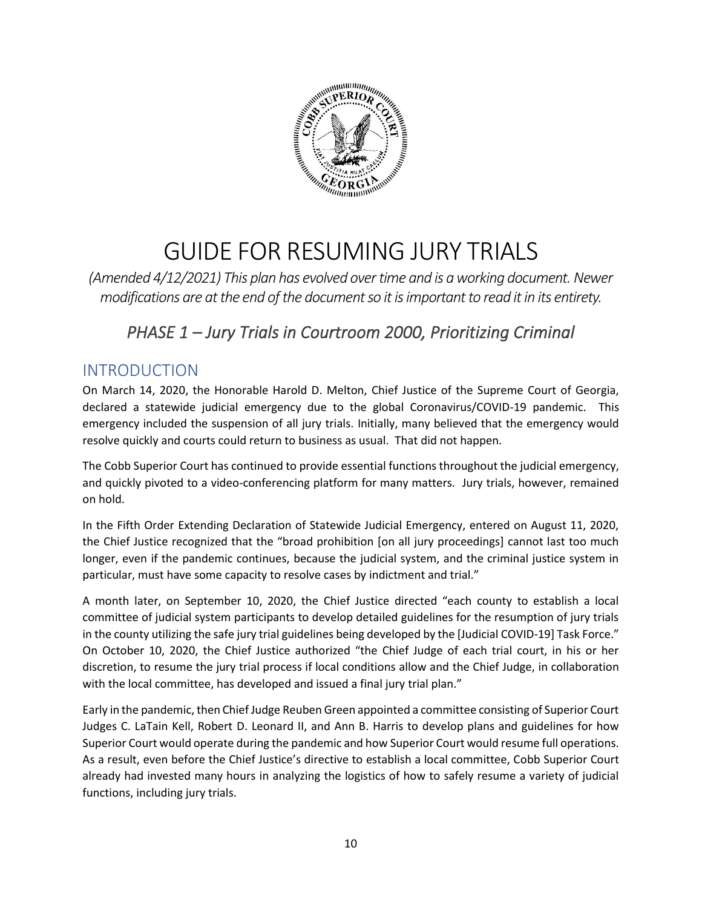# GUIDE FOR RESUMING JURY TRIALS

*(Amended 4/12/2021) This plan has evolved over time and is a working document. Newer modifications are at the end of the document so it is important to read it in its entirety.*

## *PHASE 1 – Jury Trials in Courtroom 2000, Prioritizing Criminal*

## INTRODUCTION

On March 14, 2020, the Honorable Harold D. Melton, Chief Justice of the Supreme Court of Georgia, declared a statewide judicial emergency due to the global Coronavirus/COVID-19 pandemic. This emergency included the suspension of all jury trials. Initially, many believed that the emergency would resolve quickly and courts could return to business as usual. That did not happen.

The Cobb Superior Court has continued to provide essential functions throughout the judicial emergency, and quickly pivoted to a video-conferencing platform for many matters. Jury trials, however, remained on hold.

In the Fifth Order Extending Declaration of Statewide Judicial Emergency, entered on August 11, 2020, the Chief Justice recognized that the "broad prohibition [on all jury proceedings] cannot last too much longer, even if the pandemic continues, because the judicial system, and the criminal justice system in particular, must have some capacity to resolve cases by indictment and trial."

A month later, on September 10, 2020, the Chief Justice directed "each county to establish a local committee of judicial system participants to develop detailed guidelines for the resumption of jury trials in the county utilizing the safe jury trial guidelines being developed by the [Judicial COVID-19] Task Force." On October 10, 2020, the Chief Justice authorized "the Chief Judge of each trial court, in his or her discretion, to resume the jury trial process if local conditions allow and the Chief Judge, in collaboration with the local committee, has developed and issued a final jury trial plan."

Early in the pandemic, then Chief Judge Reuben Green appointed a committee consisting of Superior Court Judges C. LaTain Kell, Robert D. Leonard II, and Ann B. Harris to develop plans and guidelines for how Superior Court would operate during the pandemic and how Superior Court would resume full operations. As a result, even before the Chief Justice's directive to establish a local committee, Cobb Superior Court already had invested many hours in analyzing the logistics of how to safely resume a variety of judicial functions, including jury trials.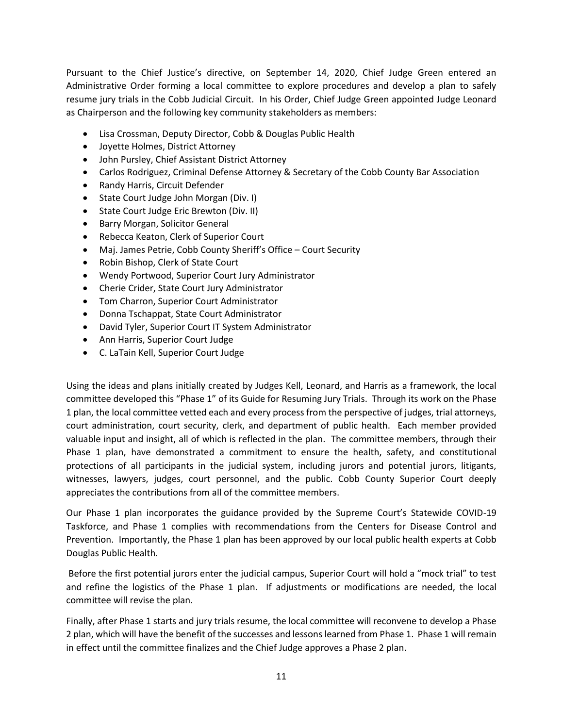Pursuant to the Chief Justice's directive, on September 14, 2020, Chief Judge Green entered an Administrative Order forming a local committee to explore procedures and develop a plan to safely resume jury trials in the Cobb Judicial Circuit. In his Order, Chief Judge Green appointed Judge Leonard as Chairperson and the following key community stakeholders as members:

- Lisa Crossman, Deputy Director, Cobb & Douglas Public Health
- Joyette Holmes, District Attorney
- John Pursley, Chief Assistant District Attorney
- Carlos Rodriguez, Criminal Defense Attorney & Secretary of the Cobb County Bar Association
- Randy Harris, Circuit Defender
- State Court Judge John Morgan (Div. I)
- State Court Judge Eric Brewton (Div. II)
- Barry Morgan, Solicitor General
- Rebecca Keaton, Clerk of Superior Court
- Maj. James Petrie, Cobb County Sheriff's Office – Court Security
- Robin Bishop, Clerk of State Court
- Wendy Portwood, Superior Court Jury Administrator
- Cherie Crider, State Court Jury Administrator
- Tom Charron, Superior Court Administrator
- Donna Tschappat, State Court Administrator
- David Tyler, Superior Court IT System Administrator
- Ann Harris, Superior Court Judge
- C. LaTain Kell, Superior Court Judge

Using the ideas and plans initially created by Judges Kell, Leonard, and Harris as a framework, the local committee developed this "Phase 1" of its Guide for Resuming Jury Trials. Through its work on the Phase 1 plan, the local committee vetted each and every process from the perspective of judges, trial attorneys, court administration, court security, clerk, and department of public health. Each member provided valuable input and insight, all of which is reflected in the plan. The committee members, through their Phase 1 plan, have demonstrated a commitment to ensure the health, safety, and constitutional protections of all participants in the judicial system, including jurors and potential jurors, litigants, witnesses, lawyers, judges, court personnel, and the public. Cobb County Superior Court deeply appreciates the contributions from all of the committee members.

Our Phase 1 plan incorporates the guidance provided by the Supreme Court's Statewide COVID-19 Taskforce, and Phase 1 complies with recommendations from the Centers for Disease Control and Prevention. Importantly, the Phase 1 plan has been approved by our local public health experts at Cobb Douglas Public Health.

Before the first potential jurors enter the judicial campus, Superior Court will hold a "mock trial" to test and refine the logistics of the Phase 1 plan. If adjustments or modifications are needed, the local committee will revise the plan.

Finally, after Phase 1 starts and jury trials resume, the local committee will reconvene to develop a Phase 2 plan, which will have the benefit of the successes and lessons learned from Phase 1. Phase 1 will remain in effect until the committee finalizes and the Chief Judge approves a Phase 2 plan.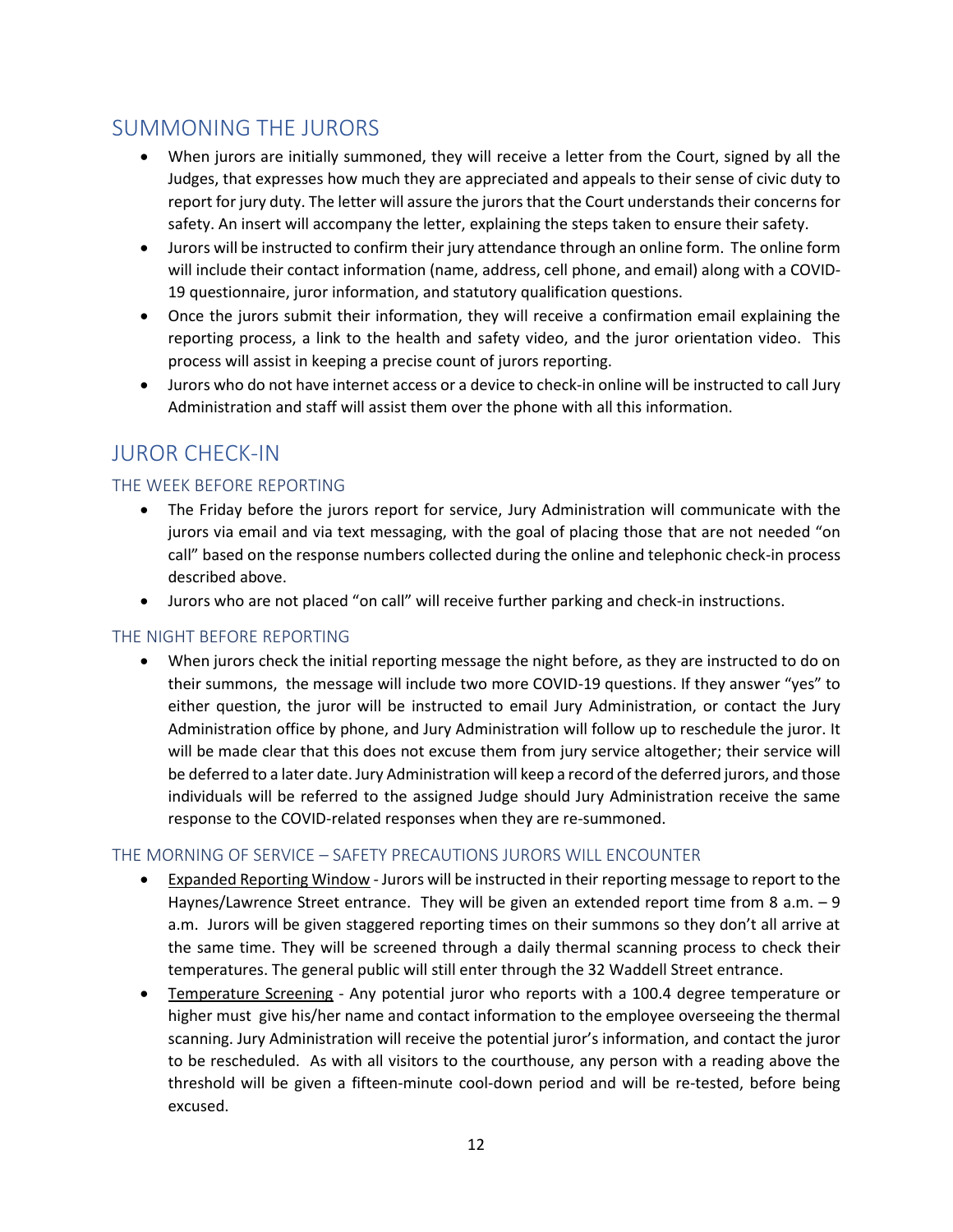## SUMMONING THE JURORS

- When jurors are initially summoned, they will receive a letter from the Court, signed by all the Judges, that expresses how much they are appreciated and appeals to their sense of civic duty to report for jury duty. The letter will assure the jurors that the Court understands their concerns for safety. An insert will accompany the letter, explaining the steps taken to ensure their safety.
- Jurors will be instructed to confirm their jury attendance through an online form. The online form will include their contact information (name, address, cell phone, and email) along with a COVID-19 questionnaire, juror information, and statutory qualification questions.
- Once the jurors submit their information, they will receive a confirmation email explaining the reporting process, a link to the health and safety video, and the juror orientation video. This process will assist in keeping a precise count of jurors reporting.
- Jurors who do not have internet access or a device to check-in online will be instructed to call Jury Administration and staff will assist them over the phone with all this information.

## JUROR CHECK-IN

### THE WEEK BEFORE REPORTING

- The Friday before the jurors report for service, Jury Administration will communicate with the jurors via email and via text messaging, with the goal of placing those that are not needed "on call" based on the response numbers collected during the online and telephonic check-in process described above.
- Jurors who are not placed "on call" will receive further parking and check-in instructions.

### THE NIGHT BEFORE REPORTING

- When jurors check the initial reporting message the night before, as they are instructed to do on their summons, the message will include two more COVID-19 questions. If they answer "yes" to either question, the juror will be instructed to email Jury Administration, or contact the Jury Administration office by phone, and Jury Administration will follow up to reschedule the juror. It will be made clear that this does not excuse them from jury service altogether; their service will be deferred to a later date. Jury Administration will keep a record of the deferred jurors, and those individuals will be referred to the assigned Judge should Jury Administration receive the same response to the COVID-related responses when they are re-summoned.

### THE MORNING OF SERVICE – SAFETY PRECAUTIONS JURORS WILL ENCOUNTER

- <u>Expanded Reporting Window</u> - Jurors will be instructed in their reporting message to report to the Haynes/Lawrence Street entrance. They will be given an extended report time from 8 a.m. – 9 a.m. Jurors will be given staggered reporting times on their summons so they don't all arrive at the same time. They will be screened through a daily thermal scanning process to check their temperatures. The general public will still enter through the 32 Waddell Street entrance.
- <u>Temperature Screening</u> - Any potential juror who reports with a 100.4 degree temperature or higher must give his/her name and contact information to the employee overseeing the thermal scanning. Jury Administration will receive the potential juror's information, and contact the juror to be rescheduled. As with all visitors to the courthouse, any person with a reading above the threshold will be given a fifteen-minute cool-down period and will be re-tested, before being excused.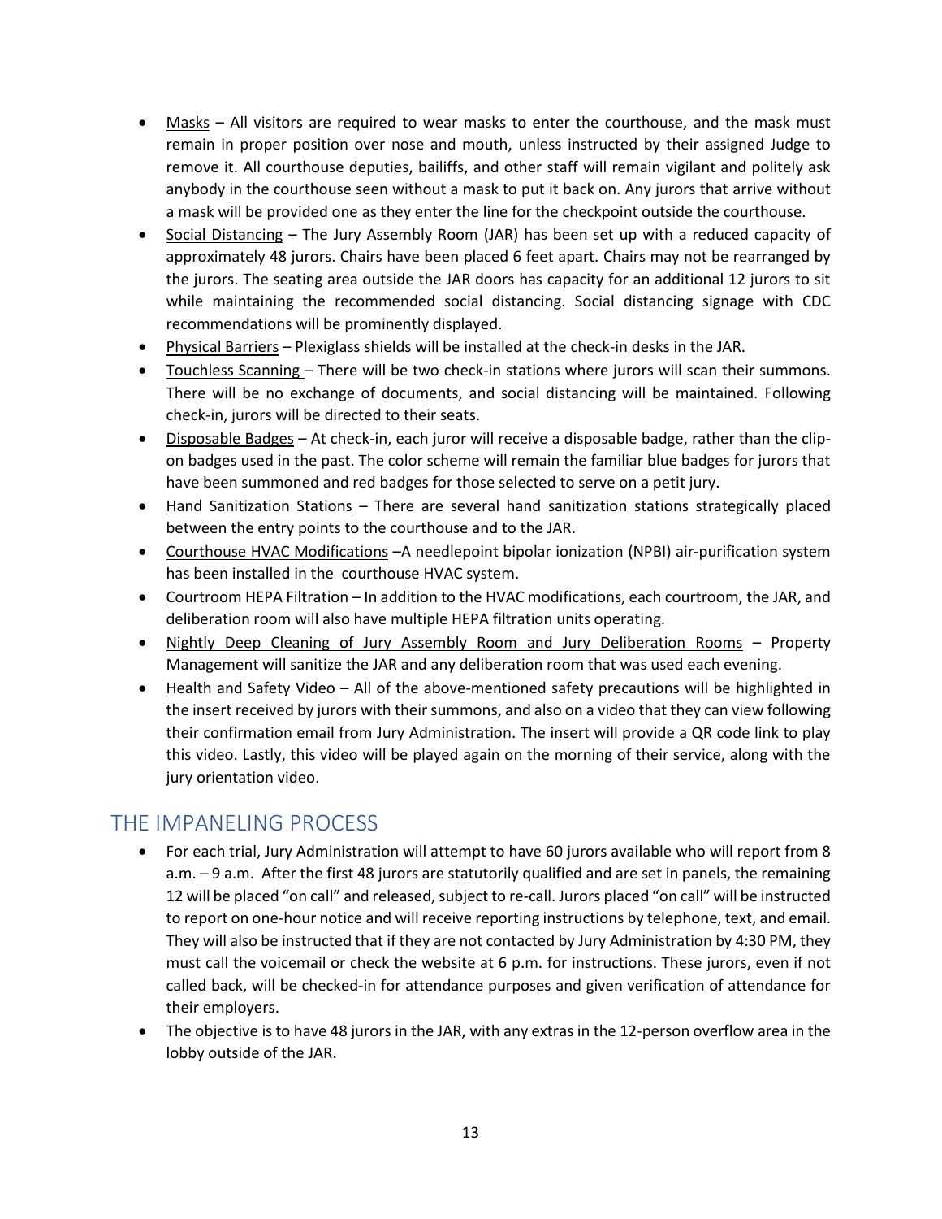- Masks – All visitors are required to wear masks to enter the courthouse, and the mask must remain in proper position over nose and mouth, unless instructed by their assigned Judge to remove it. All courthouse deputies, bailiffs, and other staff will remain vigilant and politely ask anybody in the courthouse seen without a mask to put it back on. Any jurors that arrive without a mask will be provided one as they enter the line for the checkpoint outside the courthouse.
- Social Distancing – The Jury Assembly Room (JAR) has been set up with a reduced capacity of approximately 48 jurors. Chairs have been placed 6 feet apart. Chairs may not be rearranged by the jurors. The seating area outside the JAR doors has capacity for an additional 12 jurors to sit while maintaining the recommended social distancing. Social distancing signage with CDC recommendations will be prominently displayed.
- Physical Barriers – Plexiglass shields will be installed at the check-in desks in the JAR.
- Touchless Scanning – There will be two check-in stations where jurors will scan their summons. There will be no exchange of documents, and social distancing will be maintained. Following check-in, jurors will be directed to their seats.
- Disposable Badges – At check-in, each juror will receive a disposable badge, rather than the clip-on badges used in the past. The color scheme will remain the familiar blue badges for jurors that have been summoned and red badges for those selected to serve on a petit jury.
- Hand Sanitization Stations – There are several hand sanitization stations strategically placed between the entry points to the courthouse and to the JAR.
- Courthouse HVAC Modifications –A needlepoint bipolar ionization (NPBI) air-purification system has been installed in the courthouse HVAC system.
- Courtroom HEPA Filtration – In addition to the HVAC modifications, each courtroom, the JAR, and deliberation room will also have multiple HEPA filtration units operating.
- Nightly Deep Cleaning of Jury Assembly Room and Jury Deliberation Rooms – Property Management will sanitize the JAR and any deliberation room that was used each evening.
- Health and Safety Video – All of the above-mentioned safety precautions will be highlighted in the insert received by jurors with their summons, and also on a video that they can view following their confirmation email from Jury Administration. The insert will provide a QR code link to play this video. Lastly, this video will be played again on the morning of their service, along with the jury orientation video.

## THE IMPANELING PROCESS

- For each trial, Jury Administration will attempt to have 60 jurors available who will report from 8 a.m. – 9 a.m. After the first 48 jurors are statutorily qualified and are set in panels, the remaining 12 will be placed "on call" and released, subject to re-call. Jurors placed "on call" will be instructed to report on one-hour notice and will receive reporting instructions by telephone, text, and email. They will also be instructed that if they are not contacted by Jury Administration by 4:30 PM, they must call the voicemail or check the website at 6 p.m. for instructions. These jurors, even if not called back, will be checked-in for attendance purposes and given verification of attendance for their employers.
- The objective is to have 48 jurors in the JAR, with any extras in the 12-person overflow area in the lobby outside of the JAR.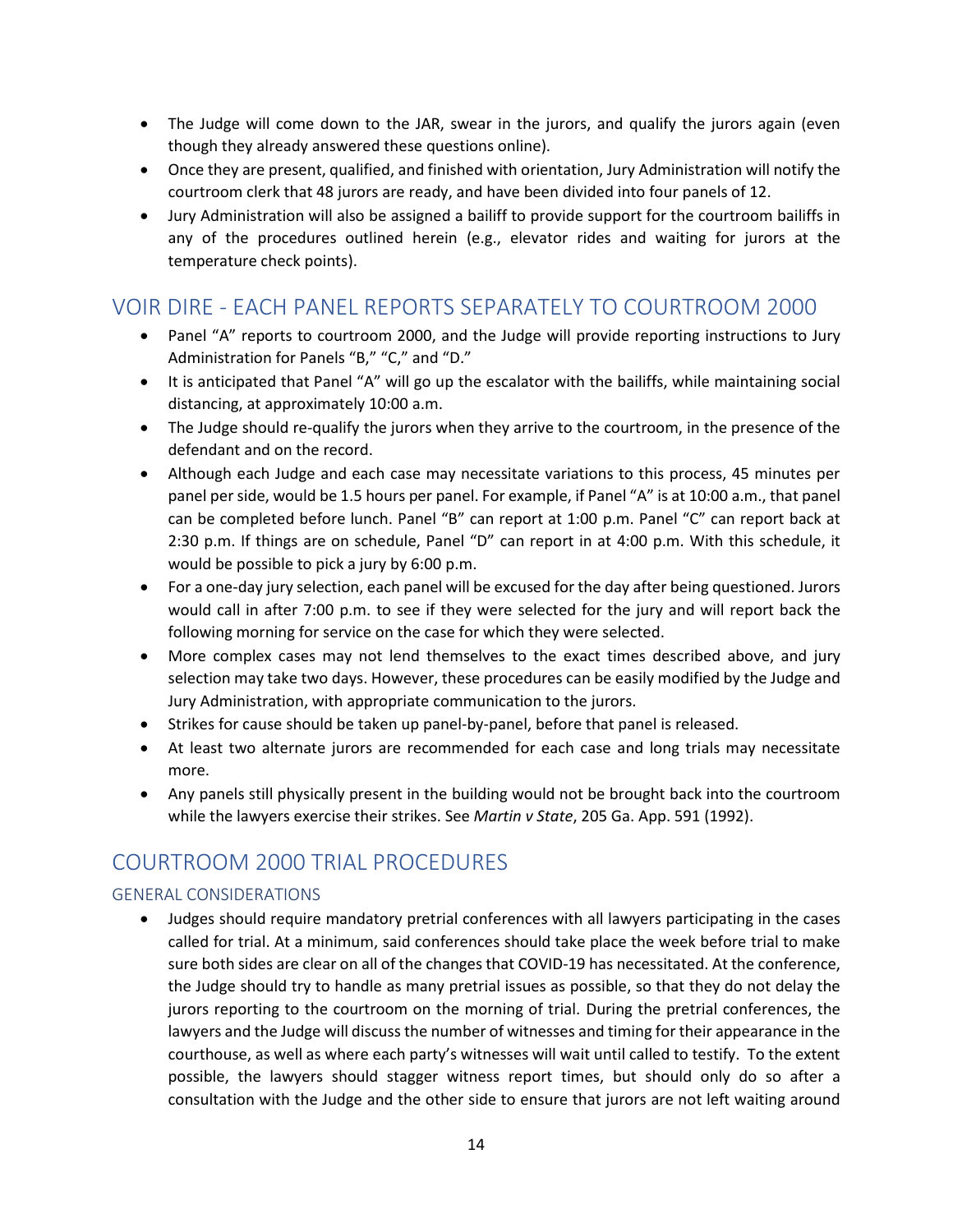- The Judge will come down to the JAR, swear in the jurors, and qualify the jurors again (even though they already answered these questions online).
- Once they are present, qualified, and finished with orientation, Jury Administration will notify the courtroom clerk that 48 jurors are ready, and have been divided into four panels of 12.
- Jury Administration will also be assigned a bailiff to provide support for the courtroom bailiffs in any of the procedures outlined herein (e.g., elevator rides and waiting for jurors at the temperature check points).

## VOIR DIRE - EACH PANEL REPORTS SEPARATELY TO COURTROOM 2000

- Panel "A" reports to courtroom 2000, and the Judge will provide reporting instructions to Jury Administration for Panels "B," "C," and "D."
- It is anticipated that Panel "A" will go up the escalator with the bailiffs, while maintaining social distancing, at approximately 10:00 a.m.
- The Judge should re-qualify the jurors when they arrive to the courtroom, in the presence of the defendant and on the record.
- Although each Judge and each case may necessitate variations to this process, 45 minutes per panel per side, would be 1.5 hours per panel. For example, if Panel "A" is at 10:00 a.m., that panel can be completed before lunch. Panel "B" can report at 1:00 p.m. Panel "C" can report back at 2:30 p.m. If things are on schedule, Panel "D" can report in at 4:00 p.m. With this schedule, it would be possible to pick a jury by 6:00 p.m.
- For a one-day jury selection, each panel will be excused for the day after being questioned. Jurors would call in after 7:00 p.m. to see if they were selected for the jury and will report back the following morning for service on the case for which they were selected.
- More complex cases may not lend themselves to the exact times described above, and jury selection may take two days. However, these procedures can be easily modified by the Judge and Jury Administration, with appropriate communication to the jurors.
- Strikes for cause should be taken up panel-by-panel, before that panel is released.
- At least two alternate jurors are recommended for each case and long trials may necessitate more.
- Any panels still physically present in the building would not be brought back into the courtroom while the lawyers exercise their strikes. See *Martin v State*, 205 Ga. App. 591 (1992).

## COURTROOM 2000 TRIAL PROCEDURES

### GENERAL CONSIDERATIONS

- Judges should require mandatory pretrial conferences with all lawyers participating in the cases called for trial. At a minimum, said conferences should take place the week before trial to make sure both sides are clear on all of the changes that COVID-19 has necessitated. At the conference, the Judge should try to handle as many pretrial issues as possible, so that they do not delay the jurors reporting to the courtroom on the morning of trial. During the pretrial conferences, the lawyers and the Judge will discuss the number of witnesses and timing for their appearance in the courthouse, as well as where each party's witnesses will wait until called to testify. To the extent possible, the lawyers should stagger witness report times, but should only do so after a consultation with the Judge and the other side to ensure that jurors are not left waiting around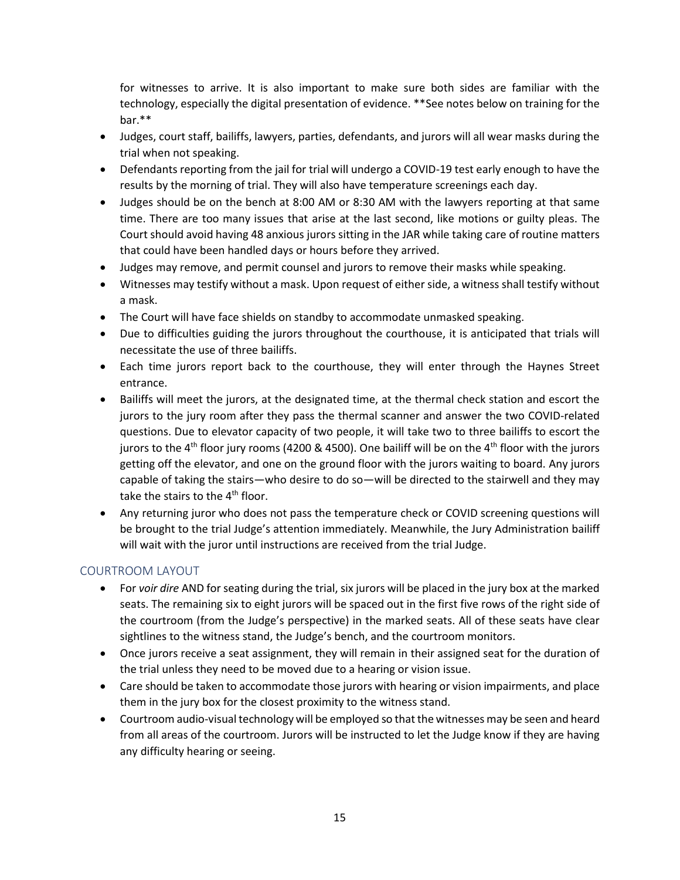for witnesses to arrive. It is also important to make sure both sides are familiar with the technology, especially the digital presentation of evidence. **See notes below on training for the bar.**

- Judges, court staff, bailiffs, lawyers, parties, defendants, and jurors will all wear masks during the trial when not speaking.
- Defendants reporting from the jail for trial will undergo a COVID-19 test early enough to have the results by the morning of trial. They will also have temperature screenings each day.
- Judges should be on the bench at 8:00 AM or 8:30 AM with the lawyers reporting at that same time. There are too many issues that arise at the last second, like motions or guilty pleas. The Court should avoid having 48 anxious jurors sitting in the JAR while taking care of routine matters that could have been handled days or hours before they arrived.
- Judges may remove, and permit counsel and jurors to remove their masks while speaking.
- Witnesses may testify without a mask. Upon request of either side, a witness shall testify without a mask.
- The Court will have face shields on standby to accommodate unmasked speaking.
- Due to difficulties guiding the jurors throughout the courthouse, it is anticipated that trials will necessitate the use of three bailiffs.
- Each time jurors report back to the courthouse, they will enter through the Haynes Street entrance.
- Bailiffs will meet the jurors, at the designated time, at the thermal check station and escort the jurors to the jury room after they pass the thermal scanner and answer the two COVID-related questions. Due to elevator capacity of two people, it will take two to three bailiffs to escort the jurors to the 4th floor jury rooms (4200 & 4500). One bailiff will be on the 4th floor with the jurors getting off the elevator, and one on the ground floor with the jurors waiting to board. Any jurors capable of taking the stairs—who desire to do so—will be directed to the stairwell and they may take the stairs to the 4th floor.
- Any returning juror who does not pass the temperature check or COVID screening questions will be brought to the trial Judge's attention immediately. Meanwhile, the Jury Administration bailiff will wait with the juror until instructions are received from the trial Judge.

## COURTROOM LAYOUT

- For *voir dire* AND for seating during the trial, six jurors will be placed in the jury box at the marked seats. The remaining six to eight jurors will be spaced out in the first five rows of the right side of the courtroom (from the Judge's perspective) in the marked seats. All of these seats have clear sightlines to the witness stand, the Judge's bench, and the courtroom monitors.
- Once jurors receive a seat assignment, they will remain in their assigned seat for the duration of the trial unless they need to be moved due to a hearing or vision issue.
- Care should be taken to accommodate those jurors with hearing or vision impairments, and place them in the jury box for the closest proximity to the witness stand.
- Courtroom audio-visual technology will be employed so that the witnesses may be seen and heard from all areas of the courtroom. Jurors will be instructed to let the Judge know if they are having any difficulty hearing or seeing.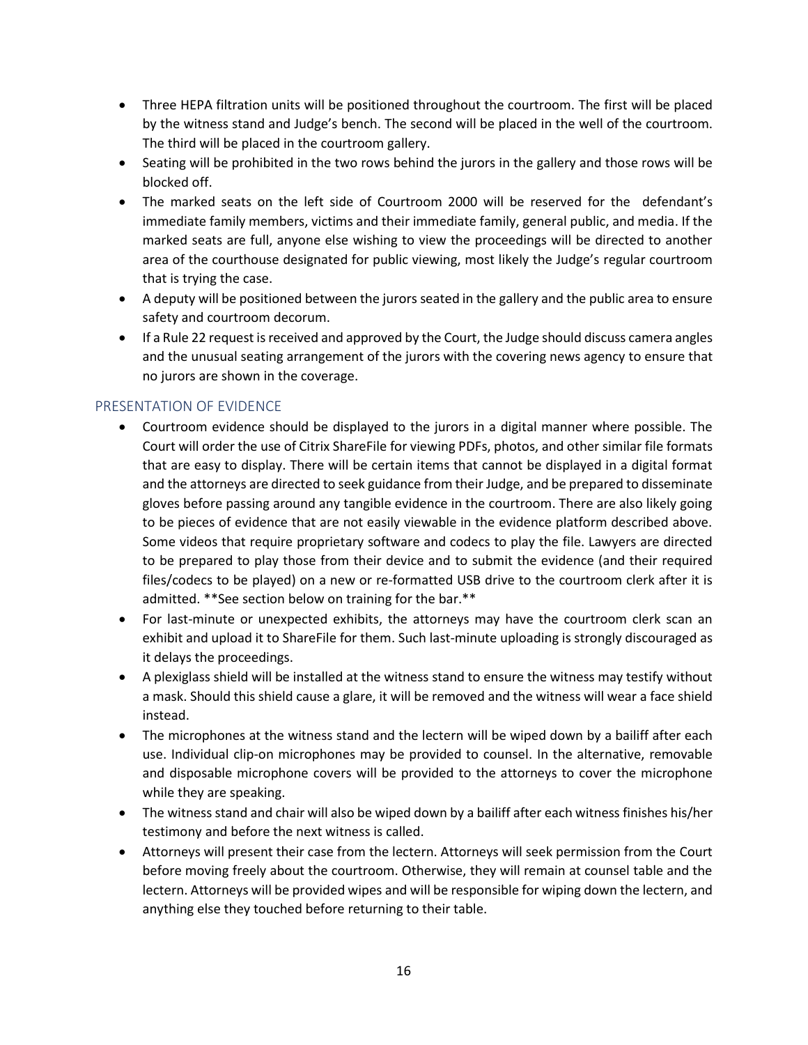- Three HEPA filtration units will be positioned throughout the courtroom. The first will be placed by the witness stand and Judge's bench. The second will be placed in the well of the courtroom. The third will be placed in the courtroom gallery.
- Seating will be prohibited in the two rows behind the jurors in the gallery and those rows will be blocked off.
- The marked seats on the left side of Courtroom 2000 will be reserved for the defendant's immediate family members, victims and their immediate family, general public, and media. If the marked seats are full, anyone else wishing to view the proceedings will be directed to another area of the courthouse designated for public viewing, most likely the Judge's regular courtroom that is trying the case.
- A deputy will be positioned between the jurors seated in the gallery and the public area to ensure safety and courtroom decorum.
- If a Rule 22 request is received and approved by the Court, the Judge should discuss camera angles and the unusual seating arrangement of the jurors with the covering news agency to ensure that no jurors are shown in the coverage.

## PRESENTATION OF EVIDENCE

- Courtroom evidence should be displayed to the jurors in a digital manner where possible. The Court will order the use of Citrix ShareFile for viewing PDFs, photos, and other similar file formats that are easy to display. There will be certain items that cannot be displayed in a digital format and the attorneys are directed to seek guidance from their Judge, and be prepared to disseminate gloves before passing around any tangible evidence in the courtroom. There are also likely going to be pieces of evidence that are not easily viewable in the evidence platform described above. Some videos that require proprietary software and codecs to play the file. Lawyers are directed to be prepared to play those from their device and to submit the evidence (and their required files/codecs to be played) on a new or re-formatted USB drive to the courtroom clerk after it is admitted. **See section below on training for the bar.**
- For last-minute or unexpected exhibits, the attorneys may have the courtroom clerk scan an exhibit and upload it to ShareFile for them. Such last-minute uploading is strongly discouraged as it delays the proceedings.
- A plexiglass shield will be installed at the witness stand to ensure the witness may testify without a mask. Should this shield cause a glare, it will be removed and the witness will wear a face shield instead.
- The microphones at the witness stand and the lectern will be wiped down by a bailiff after each use. Individual clip-on microphones may be provided to counsel. In the alternative, removable and disposable microphone covers will be provided to the attorneys to cover the microphone while they are speaking.
- The witness stand and chair will also be wiped down by a bailiff after each witness finishes his/her testimony and before the next witness is called.
- Attorneys will present their case from the lectern. Attorneys will seek permission from the Court before moving freely about the courtroom. Otherwise, they will remain at counsel table and the lectern. Attorneys will be provided wipes and will be responsible for wiping down the lectern, and anything else they touched before returning to their table.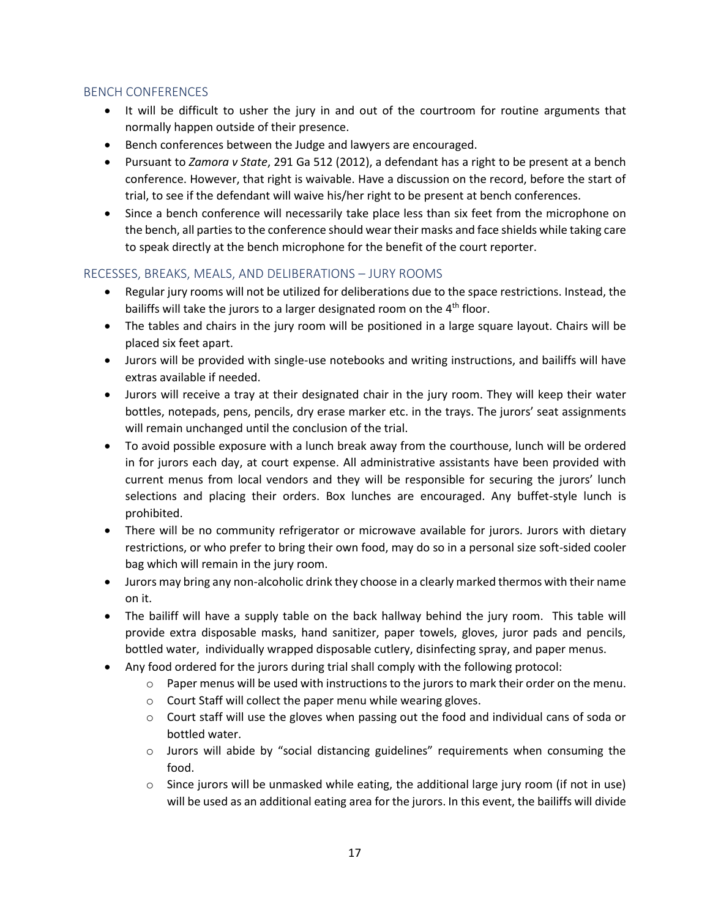## BENCH CONFERENCES

- It will be difficult to usher the jury in and out of the courtroom for routine arguments that normally happen outside of their presence.
- Bench conferences between the Judge and lawyers are encouraged.
- Pursuant to *Zamora v State*, 291 Ga 512 (2012), a defendant has a right to be present at a bench conference. However, that right is waivable. Have a discussion on the record, before the start of trial, to see if the defendant will waive his/her right to be present at bench conferences.
- Since a bench conference will necessarily take place less than six feet from the microphone on the bench, all parties to the conference should wear their masks and face shields while taking care to speak directly at the bench microphone for the benefit of the court reporter.

## RECESSES, BREAKS, MEALS, AND DELIBERATIONS – JURY ROOMS

- Regular jury rooms will not be utilized for deliberations due to the space restrictions. Instead, the bailiffs will take the jurors to a larger designated room on the 4th floor.
- The tables and chairs in the jury room will be positioned in a large square layout. Chairs will be placed six feet apart.
- Jurors will be provided with single-use notebooks and writing instructions, and bailiffs will have extras available if needed.
- Jurors will receive a tray at their designated chair in the jury room. They will keep their water bottles, notepads, pens, pencils, dry erase marker etc. in the trays. The jurors' seat assignments will remain unchanged until the conclusion of the trial.
- To avoid possible exposure with a lunch break away from the courthouse, lunch will be ordered in for jurors each day, at court expense. All administrative assistants have been provided with current menus from local vendors and they will be responsible for securing the jurors' lunch selections and placing their orders. Box lunches are encouraged. Any buffet-style lunch is prohibited.
- There will be no community refrigerator or microwave available for jurors. Jurors with dietary restrictions, or who prefer to bring their own food, may do so in a personal size soft-sided cooler bag which will remain in the jury room.
- Jurors may bring any non-alcoholic drink they choose in a clearly marked thermos with their name on it.
- The bailiff will have a supply table on the back hallway behind the jury room. This table will provide extra disposable masks, hand sanitizer, paper towels, gloves, juror pads and pencils, bottled water, individually wrapped disposable cutlery, disinfecting spray, and paper menus.
- Any food ordered for the jurors during trial shall comply with the following protocol:
  - Paper menus will be used with instructions to the jurors to mark their order on the menu.
  - Court Staff will collect the paper menu while wearing gloves.
  - Court staff will use the gloves when passing out the food and individual cans of soda or bottled water.
  - Jurors will abide by "social distancing guidelines" requirements when consuming the food.
  - Since jurors will be unmasked while eating, the additional large jury room (if not in use) will be used as an additional eating area for the jurors. In this event, the bailiffs will divide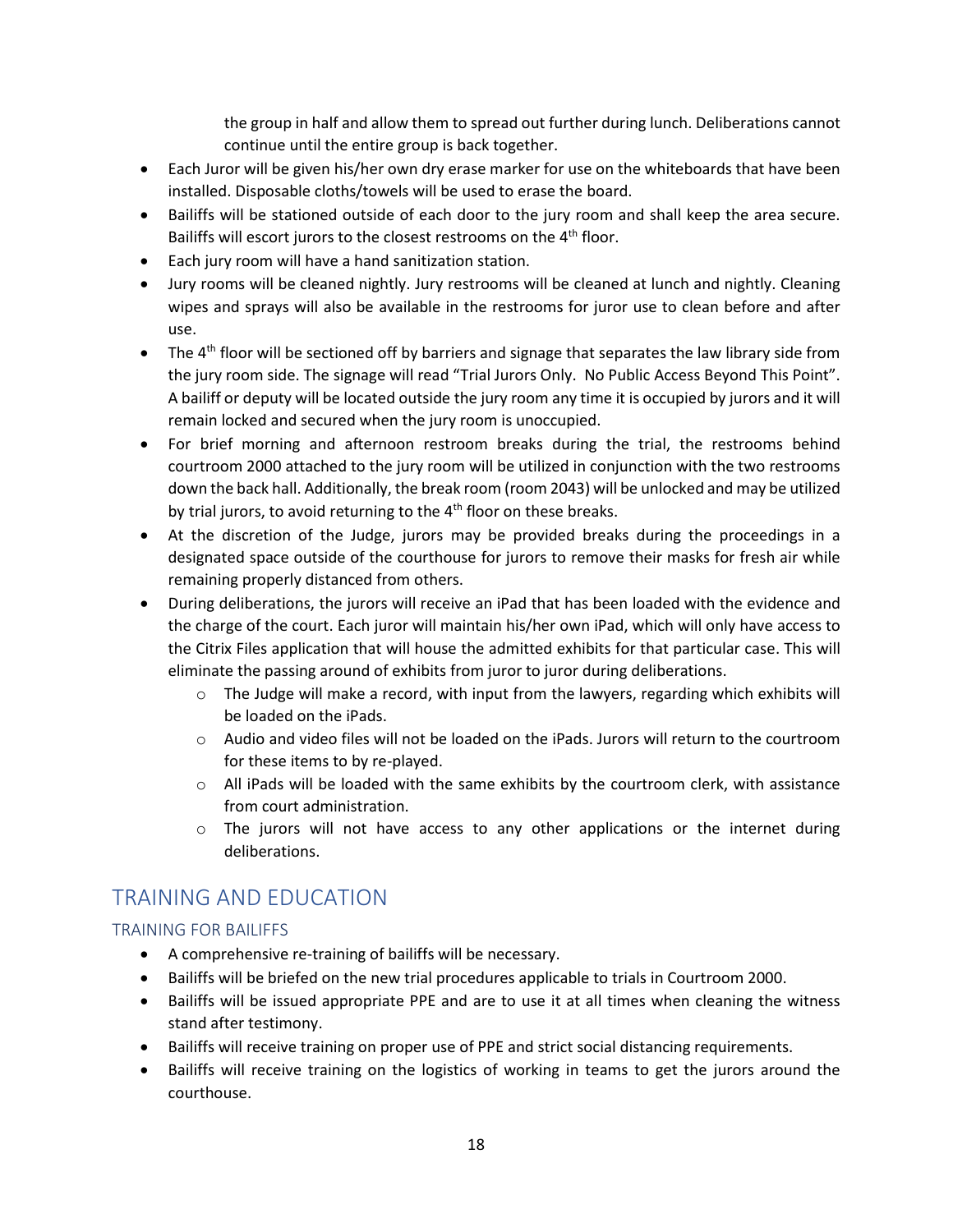the group in half and allow them to spread out further during lunch. Deliberations cannot continue until the entire group is back together.

- Each Juror will be given his/her own dry erase marker for use on the whiteboards that have been installed. Disposable cloths/towels will be used to erase the board.
- Bailiffs will be stationed outside of each door to the jury room and shall keep the area secure. Bailiffs will escort jurors to the closest restrooms on the 4th floor.
- Each jury room will have a hand sanitization station.
- Jury rooms will be cleaned nightly. Jury restrooms will be cleaned at lunch and nightly. Cleaning wipes and sprays will also be available in the restrooms for juror use to clean before and after use.
- The 4th floor will be sectioned off by barriers and signage that separates the law library side from the jury room side. The signage will read "Trial Jurors Only. No Public Access Beyond This Point". A bailiff or deputy will be located outside the jury room any time it is occupied by jurors and it will remain locked and secured when the jury room is unoccupied.
- For brief morning and afternoon restroom breaks during the trial, the restrooms behind courtroom 2000 attached to the jury room will be utilized in conjunction with the two restrooms down the back hall. Additionally, the break room (room 2043) will be unlocked and may be utilized by trial jurors, to avoid returning to the 4th floor on these breaks.
- At the discretion of the Judge, jurors may be provided breaks during the proceedings in a designated space outside of the courthouse for jurors to remove their masks for fresh air while remaining properly distanced from others.
- During deliberations, the jurors will receive an iPad that has been loaded with the evidence and the charge of the court. Each juror will maintain his/her own iPad, which will only have access to the Citrix Files application that will house the admitted exhibits for that particular case. This will eliminate the passing around of exhibits from juror to juror during deliberations.
  - The Judge will make a record, with input from the lawyers, regarding which exhibits will be loaded on the iPads.
  - Audio and video files will not be loaded on the iPads. Jurors will return to the courtroom for these items to by re-played.
  - All iPads will be loaded with the same exhibits by the courtroom clerk, with assistance from court administration.
  - The jurors will not have access to any other applications or the internet during deliberations.

# TRAINING AND EDUCATION

## TRAINING FOR BAILIFFS

- A comprehensive re-training of bailiffs will be necessary.
- Bailiffs will be briefed on the new trial procedures applicable to trials in Courtroom 2000.
- Bailiffs will be issued appropriate PPE and are to use it at all times when cleaning the witness stand after testimony.
- Bailiffs will receive training on proper use of PPE and strict social distancing requirements.
- Bailiffs will receive training on the logistics of working in teams to get the jurors around the courthouse.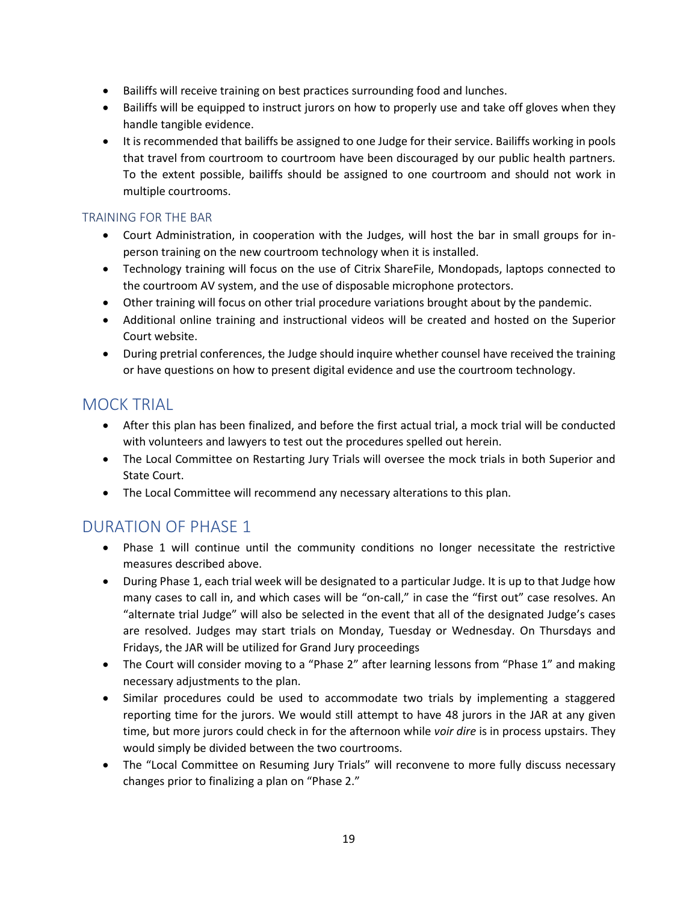- Bailiffs will receive training on best practices surrounding food and lunches.
- Bailiffs will be equipped to instruct jurors on how to properly use and take off gloves when they handle tangible evidence.
- It is recommended that bailiffs be assigned to one Judge for their service. Bailiffs working in pools that travel from courtroom to courtroom have been discouraged by our public health partners. To the extent possible, bailiffs should be assigned to one courtroom and should not work in multiple courtrooms.

### TRAINING FOR THE BAR

- Court Administration, in cooperation with the Judges, will host the bar in small groups for in-person training on the new courtroom technology when it is installed.
- Technology training will focus on the use of Citrix ShareFile, Mondopads, laptops connected to the courtroom AV system, and the use of disposable microphone protectors.
- Other training will focus on other trial procedure variations brought about by the pandemic.
- Additional online training and instructional videos will be created and hosted on the Superior Court website.
- During pretrial conferences, the Judge should inquire whether counsel have received the training or have questions on how to present digital evidence and use the courtroom technology.

## MOCK TRIAL

- After this plan has been finalized, and before the first actual trial, a mock trial will be conducted with volunteers and lawyers to test out the procedures spelled out herein.
- The Local Committee on Restarting Jury Trials will oversee the mock trials in both Superior and State Court.
- The Local Committee will recommend any necessary alterations to this plan.

## DURATION OF PHASE 1

- Phase 1 will continue until the community conditions no longer necessitate the restrictive measures described above.
- During Phase 1, each trial week will be designated to a particular Judge. It is up to that Judge how many cases to call in, and which cases will be "on-call," in case the "first out" case resolves. An "alternate trial Judge" will also be selected in the event that all of the designated Judge's cases are resolved. Judges may start trials on Monday, Tuesday or Wednesday. On Thursdays and Fridays, the JAR will be utilized for Grand Jury proceedings
- The Court will consider moving to a "Phase 2" after learning lessons from "Phase 1" and making necessary adjustments to the plan.
- Similar procedures could be used to accommodate two trials by implementing a staggered reporting time for the jurors. We would still attempt to have 48 jurors in the JAR at any given time, but more jurors could check in for the afternoon while *voir dire* is in process upstairs. They would simply be divided between the two courtrooms.
- The "Local Committee on Resuming Jury Trials" will reconvene to more fully discuss necessary changes prior to finalizing a plan on "Phase 2."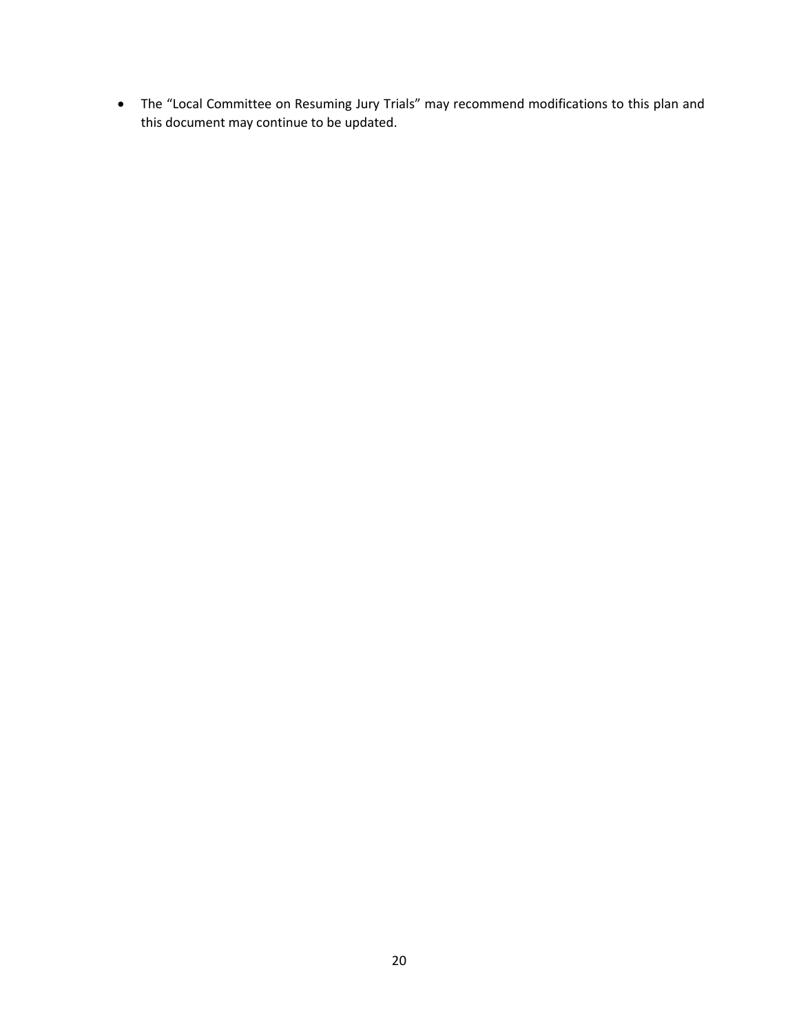- The "Local Committee on Resuming Jury Trials" may recommend modifications to this plan and this document may continue to be updated.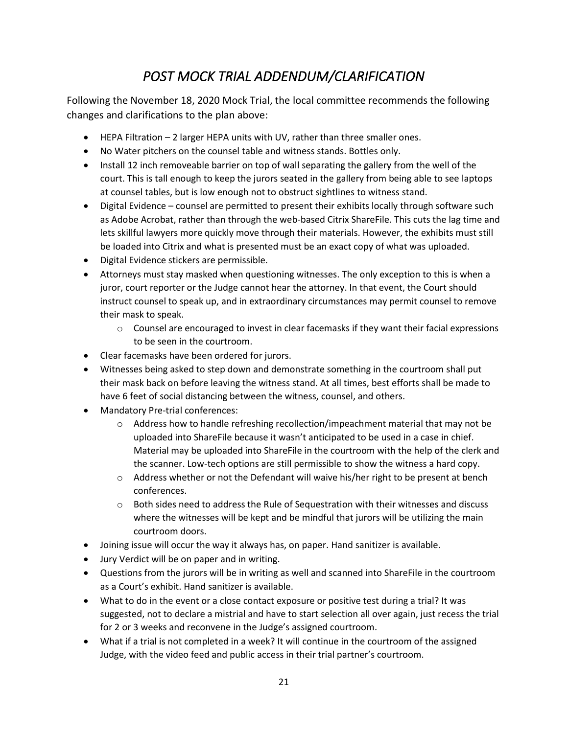# *POST MOCK TRIAL ADDENDUM/CLARIFICATION*

Following the November 18, 2020 Mock Trial, the local committee recommends the following changes and clarifications to the plan above:

- HEPA Filtration – 2 larger HEPA units with UV, rather than three smaller ones.
- No Water pitchers on the counsel table and witness stands. Bottles only.
- Install 12 inch removeable barrier on top of wall separating the gallery from the well of the court. This is tall enough to keep the jurors seated in the gallery from being able to see laptops at counsel tables, but is low enough not to obstruct sightlines to witness stand.
- Digital Evidence – counsel are permitted to present their exhibits locally through software such as Adobe Acrobat, rather than through the web-based Citrix ShareFile. This cuts the lag time and lets skillful lawyers more quickly move through their materials. However, the exhibits must still be loaded into Citrix and what is presented must be an exact copy of what was uploaded.
- Digital Evidence stickers are permissible.
- Attorneys must stay masked when questioning witnesses. The only exception to this is when a juror, court reporter or the Judge cannot hear the attorney. In that event, the Court should instruct counsel to speak up, and in extraordinary circumstances may permit counsel to remove their mask to speak.
  - Counsel are encouraged to invest in clear facemasks if they want their facial expressions to be seen in the courtroom.
- Clear facemasks have been ordered for jurors.
- Witnesses being asked to step down and demonstrate something in the courtroom shall put their mask back on before leaving the witness stand. At all times, best efforts shall be made to have 6 feet of social distancing between the witness, counsel, and others.
- Mandatory Pre-trial conferences:
  - Address how to handle refreshing recollection/impeachment material that may not be uploaded into ShareFile because it wasn't anticipated to be used in a case in chief. Material may be uploaded into ShareFile in the courtroom with the help of the clerk and the scanner. Low-tech options are still permissible to show the witness a hard copy.
  - Address whether or not the Defendant will waive his/her right to be present at bench conferences.
  - Both sides need to address the Rule of Sequestration with their witnesses and discuss where the witnesses will be kept and be mindful that jurors will be utilizing the main courtroom doors.
- Joining issue will occur the way it always has, on paper. Hand sanitizer is available.
- Jury Verdict will be on paper and in writing.
- Questions from the jurors will be in writing as well and scanned into ShareFile in the courtroom as a Court's exhibit. Hand sanitizer is available.
- What to do in the event or a close contact exposure or positive test during a trial? It was suggested, not to declare a mistrial and have to start selection all over again, just recess the trial for 2 or 3 weeks and reconvene in the Judge's assigned courtroom.
- What if a trial is not completed in a week? It will continue in the courtroom of the assigned Judge, with the video feed and public access in their trial partner's courtroom.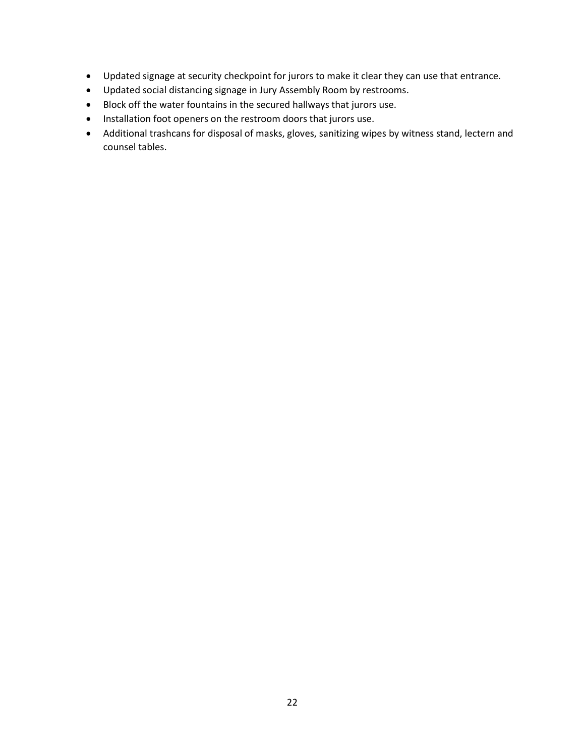- Updated signage at security checkpoint for jurors to make it clear they can use that entrance.
- Updated social distancing signage in Jury Assembly Room by restrooms.
- Block off the water fountains in the secured hallways that jurors use.
- Installation foot openers on the restroom doors that jurors use.
- Additional trashcans for disposal of masks, gloves, sanitizing wipes by witness stand, lectern and counsel tables.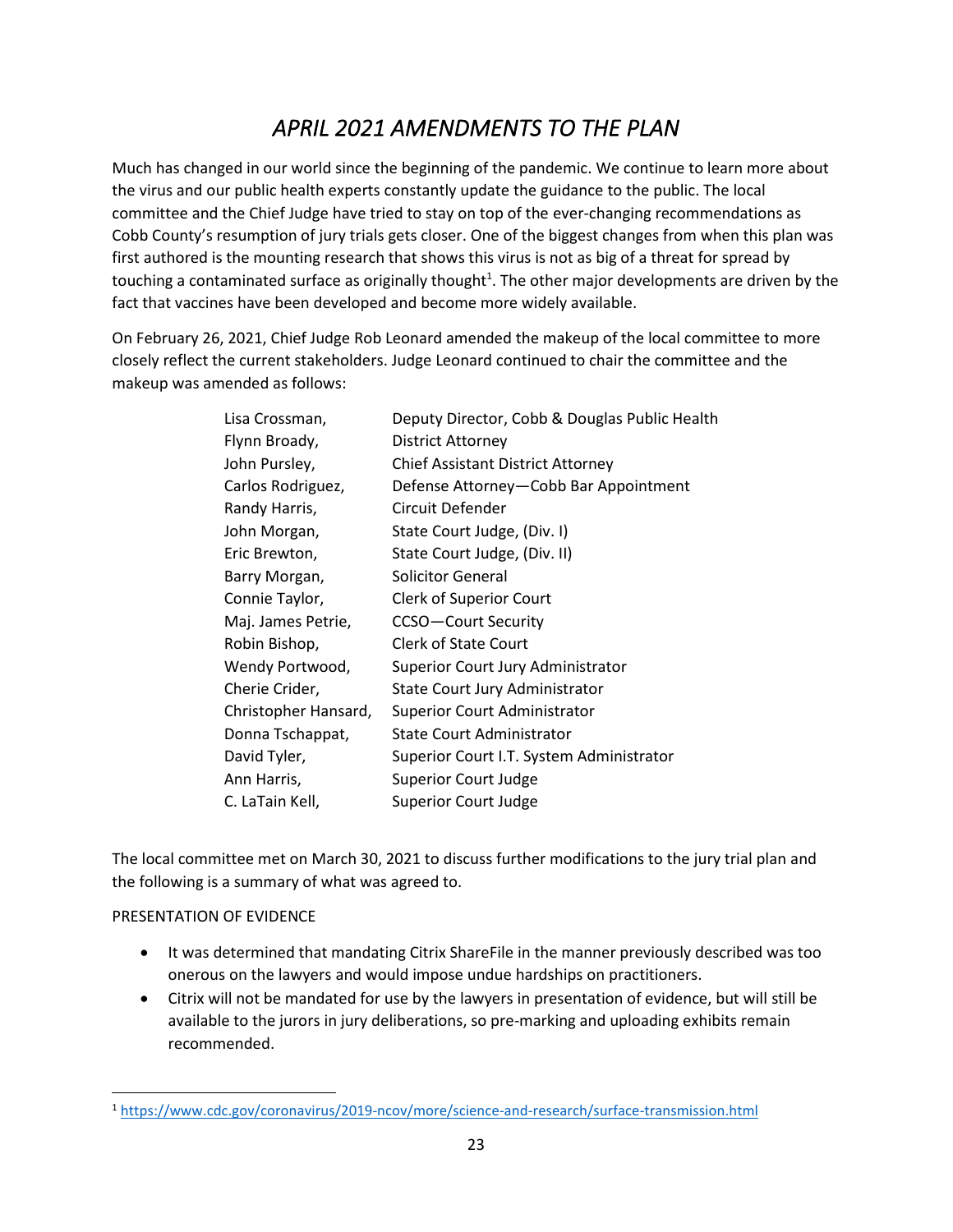# *APRIL 2021 AMENDMENTS TO THE PLAN*

Much has changed in our world since the beginning of the pandemic. We continue to learn more about the virus and our public health experts constantly update the guidance to the public. The local committee and the Chief Judge have tried to stay on top of the ever-changing recommendations as Cobb County's resumption of jury trials gets closer. One of the biggest changes from when this plan was first authored is the mounting research that shows this virus is not as big of a threat for spread by touching a contaminated surface as originally thought[1]. The other major developments are driven by the fact that vaccines have been developed and become more widely available.

On February 26, 2021, Chief Judge Rob Leonard amended the makeup of the local committee to more closely reflect the current stakeholders. Judge Leonard continued to chair the committee and the makeup was amended as follows:

| | |
|---|---|
| Lisa Crossman, | Deputy Director, Cobb & Douglas Public Health |
| Flynn Broady, | District Attorney |
| John Pursley, | Chief Assistant District Attorney |
| Carlos Rodriguez, | Defense Attorney—Cobb Bar Appointment |
| Randy Harris, | Circuit Defender |
| John Morgan, | State Court Judge, (Div. I) |
| Eric Brewton, | State Court Judge, (Div. II) |
| Barry Morgan, | Solicitor General |
| Connie Taylor, | Clerk of Superior Court |
| Maj. James Petrie, | CCSO—Court Security |
| Robin Bishop, | Clerk of State Court |
| Wendy Portwood, | Superior Court Jury Administrator |
| Cherie Crider, | State Court Jury Administrator |
| Christopher Hansard, | Superior Court Administrator |
| Donna Tschappat, | State Court Administrator |
| David Tyler, | Superior Court I.T. System Administrator |
| Ann Harris, | Superior Court Judge |
| C. LaTain Kell, | Superior Court Judge |

The local committee met on March 30, 2021 to discuss further modifications to the jury trial plan and the following is a summary of what was agreed to.

PRESENTATION OF EVIDENCE

- It was determined that mandating Citrix ShareFile in the manner previously described was too onerous on the lawyers and would impose undue hardships on practitioners.
- Citrix will not be mandated for use by the lawyers in presentation of evidence, but will still be available to the jurors in jury deliberations, so pre-marking and uploading exhibits remain recommended.

[1] https://www.cdc.gov/coronavirus/2019-ncov/more/science-and-research/surface-transmission.html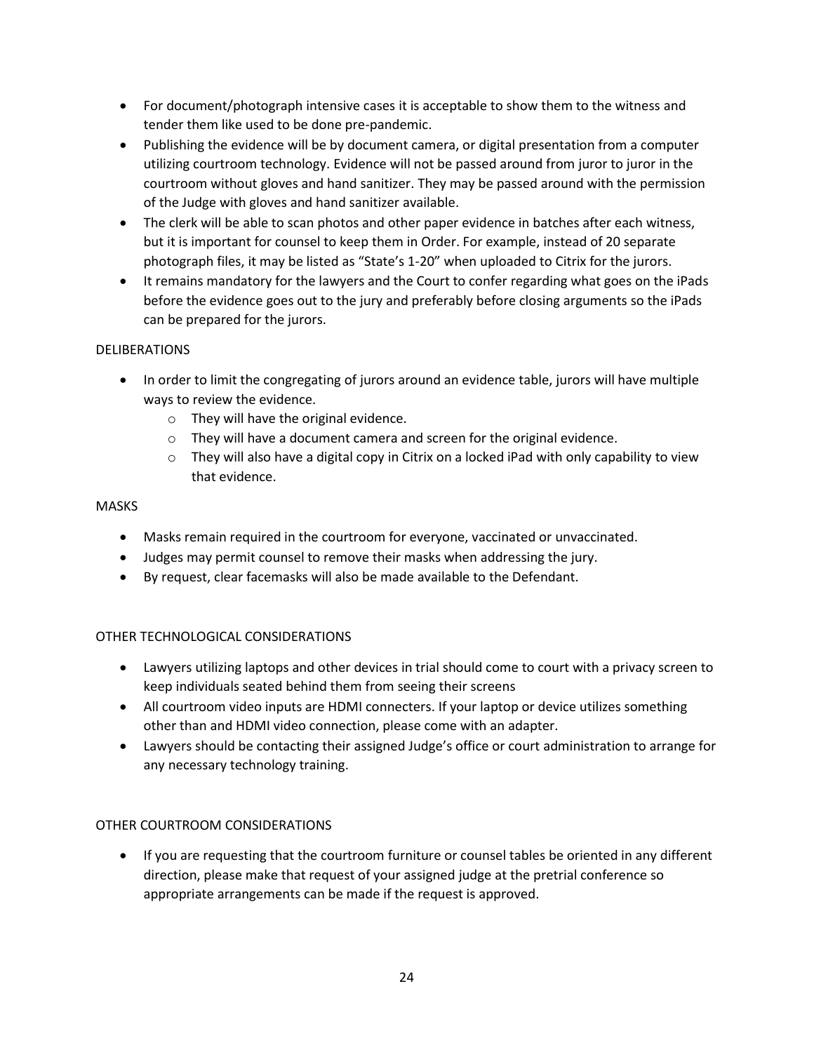- For document/photograph intensive cases it is acceptable to show them to the witness and tender them like used to be done pre-pandemic.
- Publishing the evidence will be by document camera, or digital presentation from a computer utilizing courtroom technology. Evidence will not be passed around from juror to juror in the courtroom without gloves and hand sanitizer. They may be passed around with the permission of the Judge with gloves and hand sanitizer available.
- The clerk will be able to scan photos and other paper evidence in batches after each witness, but it is important for counsel to keep them in Order. For example, instead of 20 separate photograph files, it may be listed as "State's 1-20" when uploaded to Citrix for the jurors.
- It remains mandatory for the lawyers and the Court to confer regarding what goes on the iPads before the evidence goes out to the jury and preferably before closing arguments so the iPads can be prepared for the jurors.

DELIBERATIONS

- In order to limit the congregating of jurors around an evidence table, jurors will have multiple ways to review the evidence.
  - They will have the original evidence.
  - They will have a document camera and screen for the original evidence.
  - They will also have a digital copy in Citrix on a locked iPad with only capability to view that evidence.

MASKS

- Masks remain required in the courtroom for everyone, vaccinated or unvaccinated.
- Judges may permit counsel to remove their masks when addressing the jury.
- By request, clear facemasks will also be made available to the Defendant.

OTHER TECHNOLOGICAL CONSIDERATIONS

- Lawyers utilizing laptops and other devices in trial should come to court with a privacy screen to keep individuals seated behind them from seeing their screens
- All courtroom video inputs are HDMI connecters. If your laptop or device utilizes something other than and HDMI video connection, please come with an adapter.
- Lawyers should be contacting their assigned Judge's office or court administration to arrange for any necessary technology training.

OTHER COURTROOM CONSIDERATIONS

- If you are requesting that the courtroom furniture or counsel tables be oriented in any different direction, please make that request of your assigned judge at the pretrial conference so appropriate arrangements can be made if the request is approved.